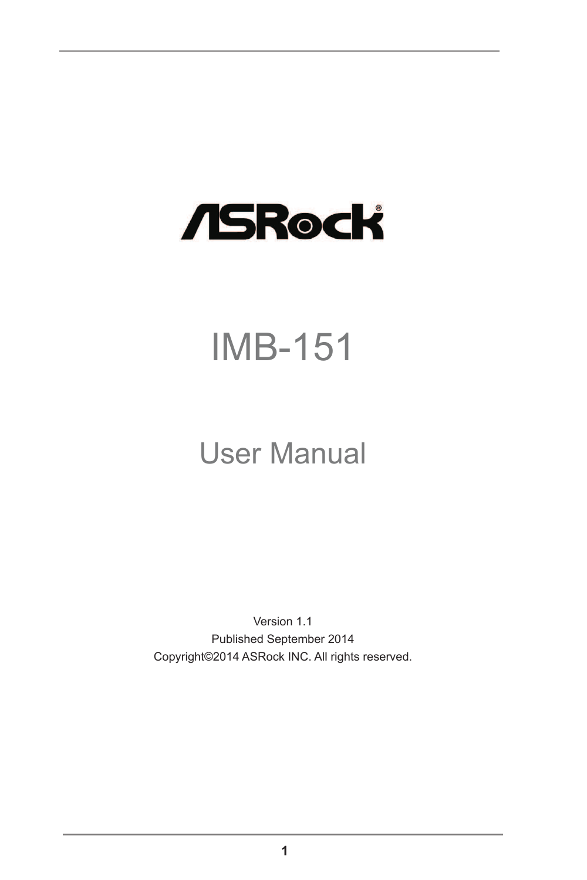ASRock

# IMB-151

## User Manual

Version 1.1

Published September 2014

Copyright©2014 ASRock INC. All rights reserved.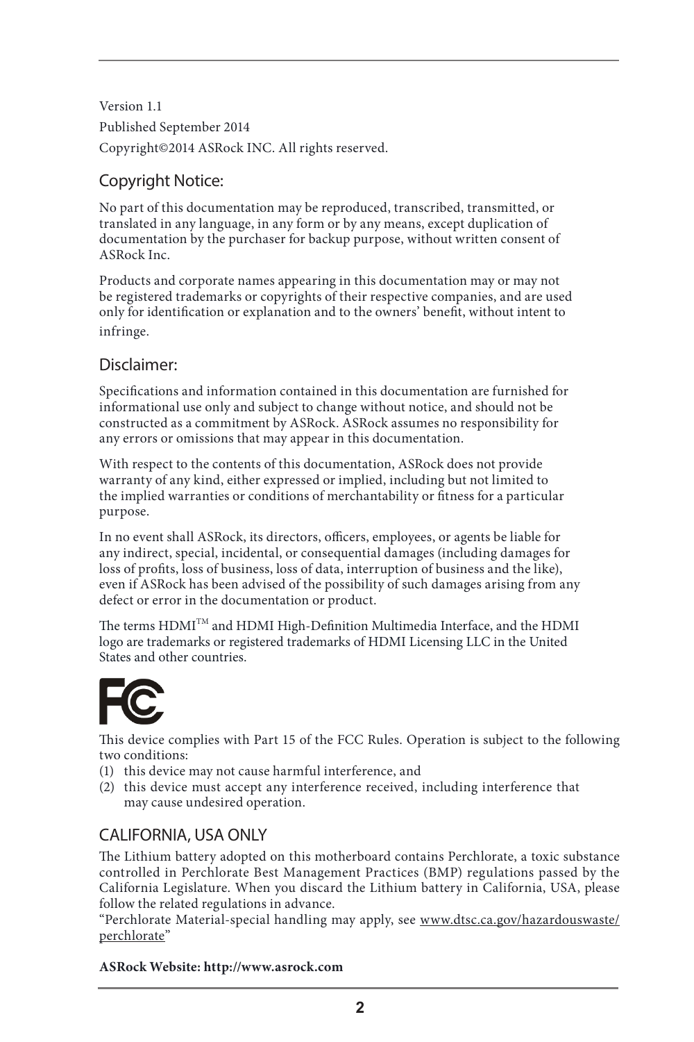Version 1.1

Published September 2014

Copyright©2014 ASRock INC. All rights reserved.

## Copyright Notice:

No part of this documentation may be reproduced, transcribed, transmitted, or translated in any language, in any form or by any means, except duplication of documentation by the purchaser for backup purpose, without written consent of ASRock Inc.

Products and corporate names appearing in this documentation may or may not be registered trademarks or copyrights of their respective companies, and are used only for identification or explanation and to the owners' benefit, without intent to infringe.

## Disclaimer:

Specifications and information contained in this documentation are furnished for informational use only and subject to change without notice, and should not be constructed as a commitment by ASRock. ASRock assumes no responsibility for any errors or omissions that may appear in this documentation.

With respect to the contents of this documentation, ASRock does not provide warranty of any kind, either expressed or implied, including but not limited to the implied warranties or conditions of merchantability or fitness for a particular purpose.

In no event shall ASRock, its directors, officers, employees, or agents be liable for any indirect, special, incidental, or consequential damages (including damages for loss of profits, loss of business, loss of data, interruption of business and the like), even if ASRock has been advised of the possibility of such damages arising from any defect or error in the documentation or product.

The terms HDMI™ and HDMI High-Definition Multimedia Interface, and the HDMI logo are trademarks or registered trademarks of HDMI Licensing LLC in the United States and other countries.

This device complies with Part 15 of the FCC Rules. Operation is subject to the following two conditions:

(1) this device may not cause harmful interference, and
(2) this device must accept any interference received, including interference that may cause undesired operation.

## CALIFORNIA, USA ONLY

The Lithium battery adopted on this motherboard contains Perchlorate, a toxic substance controlled in Perchlorate Best Management Practices (BMP) regulations passed by the California Legislature. When you discard the Lithium battery in California, USA, please follow the related regulations in advance.

"Perchlorate Material-special handling may apply, see www.dtsc.ca.gov/hazardouswaste/perchlorate"

**ASRock Website: http://www.asrock.com**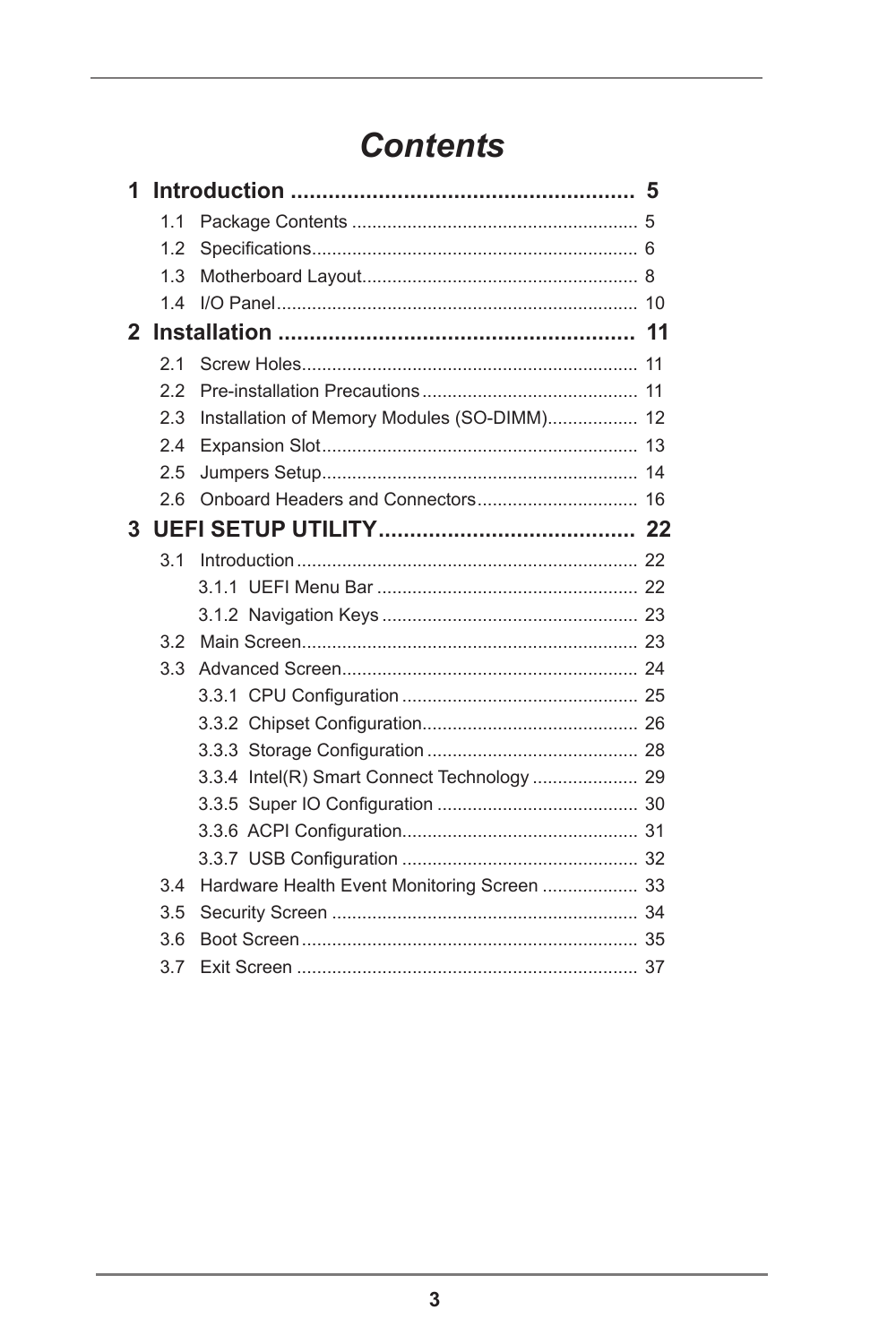# Contents

**1 Introduction ....................................................... 5**

1.1 Package Contents ......................................................... 5
1.2 Specifications................................................................ 6
1.3 Motherboard Layout....................................................... 8
1.4 I/O Panel ....................................................................... 10

**2 Installation ......................................................... 11**

2.1 Screw Holes.................................................................. 11
2.2 Pre-installation Precautions ........................................... 11
2.3 Installation of Memory Modules (SO-DIMM).................. 12
2.4 Expansion Slot .............................................................. 13
2.5 Jumpers Setup.............................................................. 14
2.6 Onboard Headers and Connectors ................................ 16

**3 UEFI SETUP UTILITY........................................ 22**

3.1 Introduction ................................................................... 22
  3.1.1 UEFI Menu Bar .................................................... 22
  3.1.2 Navigation Keys ................................................... 23
3.2 Main Screen.................................................................. 23
3.3 Advanced Screen........................................................... 24
  3.3.1 CPU Configuration ............................................... 25
  3.3.2 Chipset Configuration........................................... 26
  3.3.3 Storage Configuration .......................................... 28
  3.3.4 Intel(R) Smart Connect Technology ..................... 29
  3.3.5 Super IO Configuration ........................................ 30
  3.3.6 ACPI Configuration............................................... 31
  3.3.7 USB Configuration ............................................... 32
3.4 Hardware Health Event Monitoring Screen ................... 33
3.5 Security Screen ............................................................. 34
3.6 Boot Screen ................................................................... 35
3.7 Exit Screen .................................................................... 37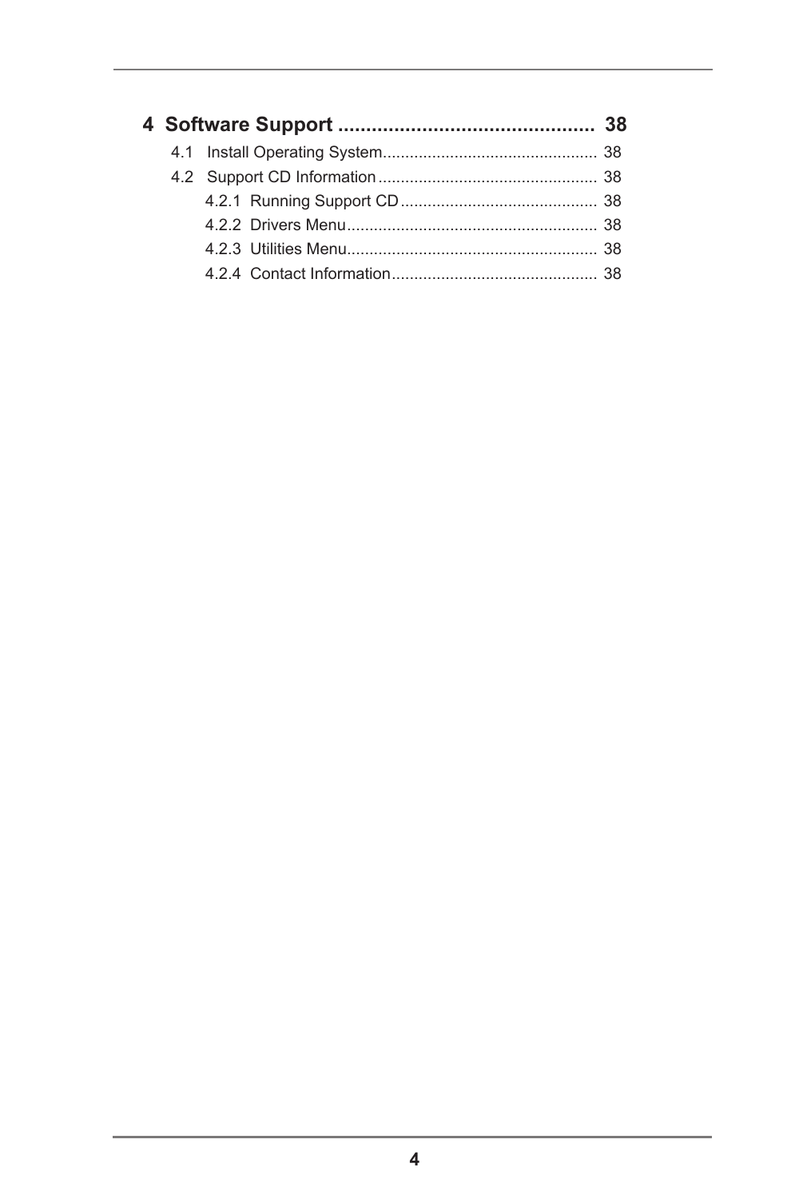**4 Software Support .............................................. 38**

4.1 Install Operating System................................................ 38

4.2 Support CD Information................................................ 38

4.2.1 Running Support CD............................................ 38

4.2.2 Drivers Menu........................................................ 38

4.2.3 Utilities Menu........................................................ 38

4.2.4 Contact Information.............................................. 38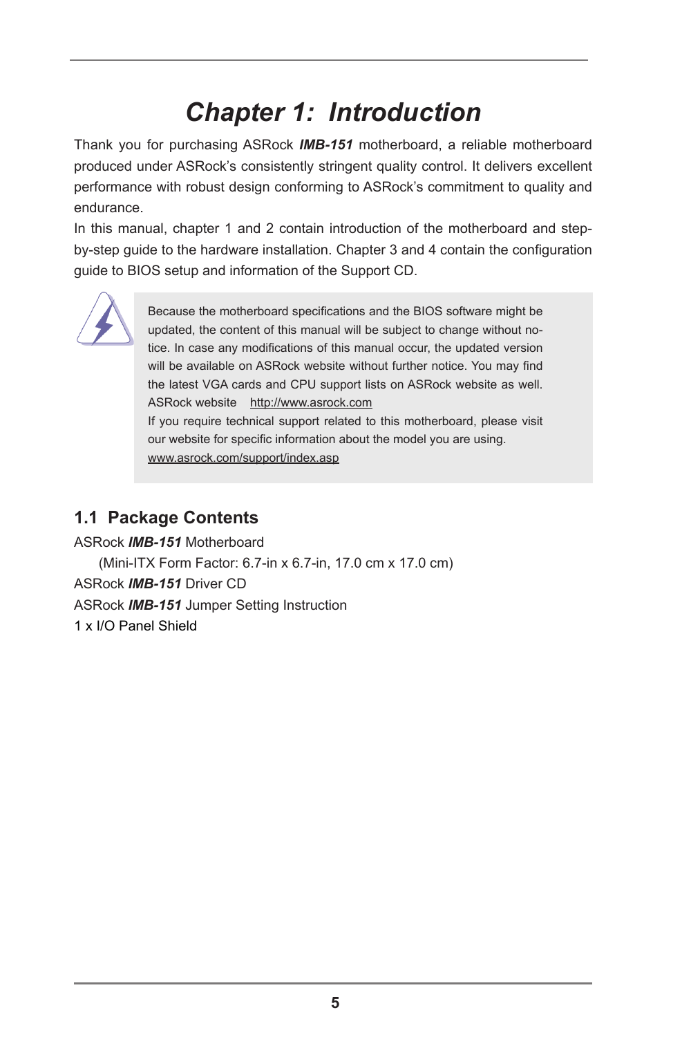# *Chapter 1: Introduction*

Thank you for purchasing ASRock ***IMB-151*** motherboard, a reliable motherboard produced under ASRock's consistently stringent quality control. It delivers excellent performance with robust design conforming to ASRock's commitment to quality and endurance.

In this manual, chapter 1 and 2 contain introduction of the motherboard and step-by-step guide to the hardware installation. Chapter 3 and 4 contain the configuration guide to BIOS setup and information of the Support CD.

> Because the motherboard specifications and the BIOS software might be updated, the content of this manual will be subject to change without notice. In case any modifications of this manual occur, the updated version will be available on ASRock website without further notice. You may find the latest VGA cards and CPU support lists on ASRock website as well.
> ASRock website http://www.asrock.com
> If you require technical support related to this motherboard, please visit our website for specific information about the model you are using.
> www.asrock.com/support/index.asp

## 1.1 Package Contents

ASRock ***IMB-151*** Motherboard
(Mini-ITX Form Factor: 6.7-in x 6.7-in, 17.0 cm x 17.0 cm)
ASRock ***IMB-151*** Driver CD
ASRock ***IMB-151*** Jumper Setting Instruction
1 x I/O Panel Shield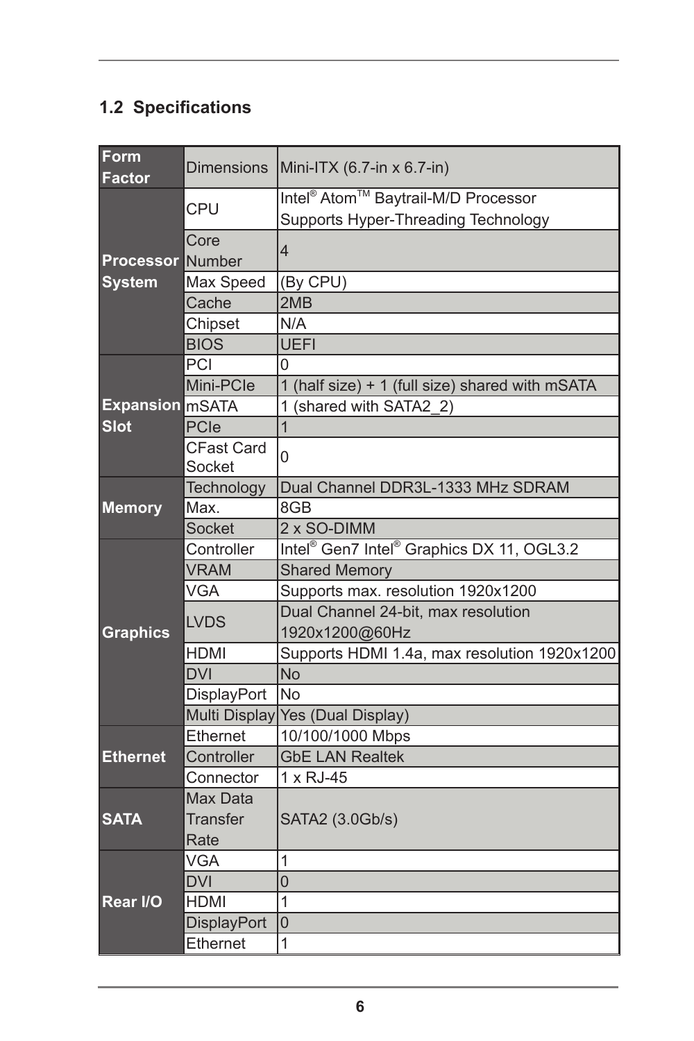## 1.2 Specifications

| | | |
|---|---|---|
| **Form Factor** | Dimensions | Mini-ITX (6.7-in x 6.7-in) |
| **Processor System** | CPU | Intel® Atom™ Baytrail-M/D Processor<br>Supports Hyper-Threading Technology |
| | Core Number | 4 |
| | Max Speed | (By CPU) |
| | Cache | 2MB |
| | Chipset | N/A |
| | BIOS | UEFI |
| **Expansion Slot** | PCI | 0 |
| | Mini-PCIe | 1 (half size) + 1 (full size) shared with mSATA |
| | mSATA | 1 (shared with SATA2_2) |
| | PCIe | 1 |
| | CFast Card Socket | 0 |
| **Memory** | Technology | Dual Channel DDR3L-1333 MHz SDRAM |
| | Max. | 8GB |
| | Socket | 2 x SO-DIMM |
| **Graphics** | Controller | Intel® Gen7 Intel® Graphics DX 11, OGL3.2 |
| | VRAM | Shared Memory |
| | VGA | Supports max. resolution 1920x1200 |
| | LVDS | Dual Channel 24-bit, max resolution 1920x1200@60Hz |
| | HDMI | Supports HDMI 1.4a, max resolution 1920x1200 |
| | DVI | No |
| | DisplayPort | No |
| | Multi Display | Yes (Dual Display) |
| **Ethernet** | Ethernet | 10/100/1000 Mbps |
| | Controller | GbE LAN Realtek |
| | Connector | 1 x RJ-45 |
| **SATA** | Max Data Transfer Rate | SATA2 (3.0Gb/s) |
| **Rear I/O** | VGA | 1 |
| | DVI | 0 |
| | HDMI | 1 |
| | DisplayPort | 0 |
| | Ethernet | 1 |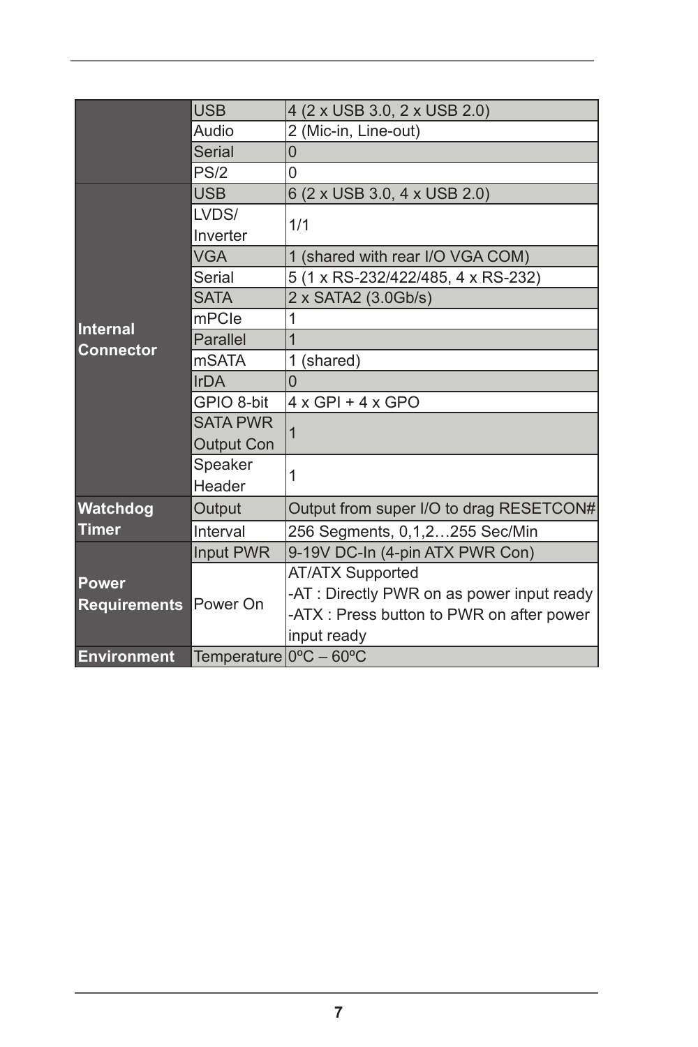| | | |
|---|---|---|
| | USB | 4 (2 x USB 3.0, 2 x USB 2.0) |
| | Audio | 2 (Mic-in, Line-out) |
| | Serial | 0 |
| | PS/2 | 0 |
| **Internal Connector** | USB | 6 (2 x USB 3.0, 4 x USB 2.0) |
| | LVDS/ Inverter | 1/1 |
| | VGA | 1 (shared with rear I/O VGA COM) |
| | Serial | 5 (1 x RS-232/422/485, 4 x RS-232) |
| | SATA | 2 x SATA2 (3.0Gb/s) |
| | mPCIe | 1 |
| | Parallel | 1 |
| | mSATA | 1 (shared) |
| | IrDA | 0 |
| | GPIO 8-bit | 4 x GPI + 4 x GPO |
| | SATA PWR Output Con | 1 |
| | Speaker Header | 1 |
| **Watchdog Timer** | Output | Output from super I/O to drag RESETCON# |
| | Interval | 256 Segments, 0,1,2…255 Sec/Min |
| **Power Requirements** | Input PWR | 9-19V DC-In (4-pin ATX PWR Con) |
| | Power On | AT/ATX Supported<br>-AT : Directly PWR on as power input ready<br>-ATX : Press button to PWR on after power input ready |
| **Environment** | Temperature | 0ºC – 60ºC |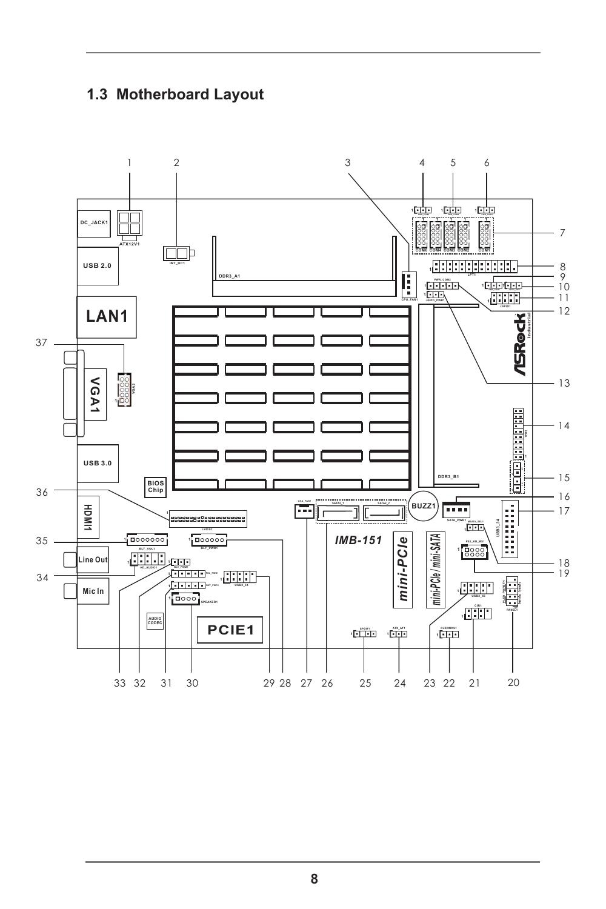## 1.3 Motherboard Layout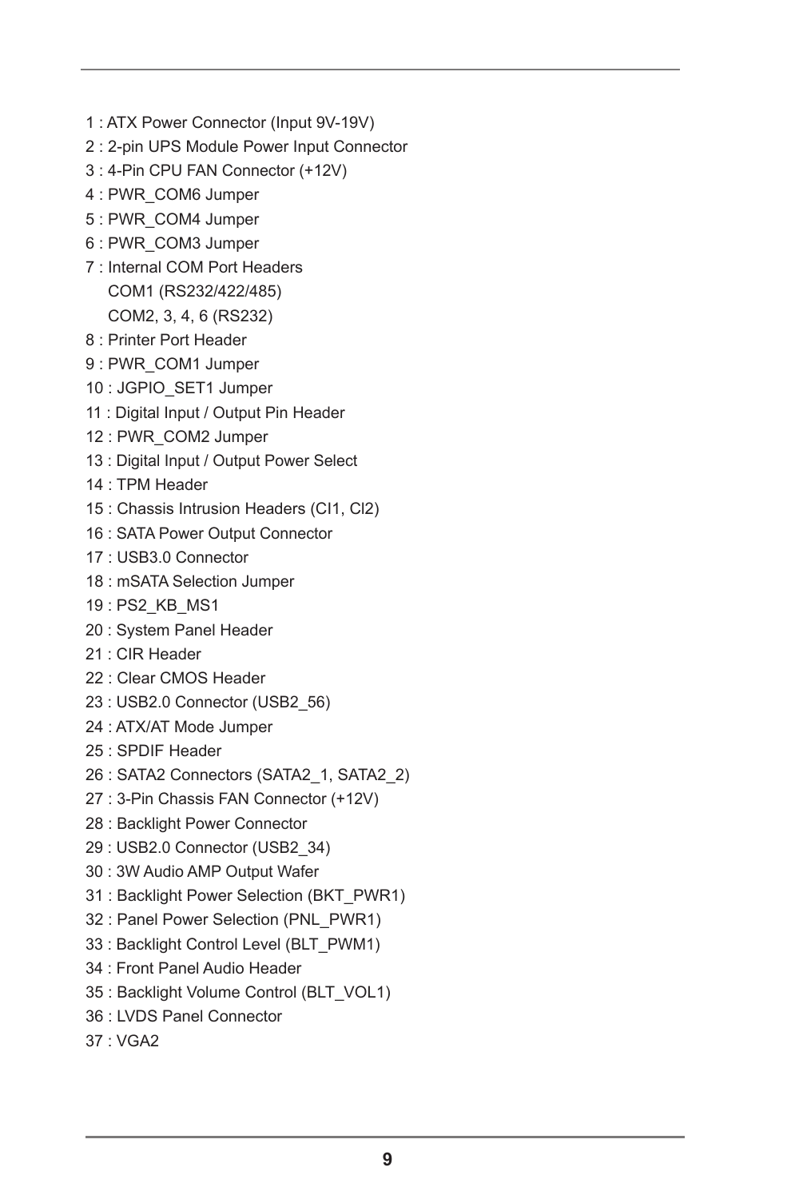1 : ATX Power Connector (Input 9V-19V)
2 : 2-pin UPS Module Power Input Connector
3 : 4-Pin CPU FAN Connector (+12V)
4 : PWR_COM6 Jumper
5 : PWR_COM4 Jumper
6 : PWR_COM3 Jumper
7 : Internal COM Port Headers
    COM1 (RS232/422/485)
    COM2, 3, 4, 6 (RS232)
8 : Printer Port Header
9 : PWR_COM1 Jumper
10 : JGPIO_SET1 Jumper
11 : Digital Input / Output Pin Header
12 : PWR_COM2 Jumper
13 : Digital Input / Output Power Select
14 : TPM Header
15 : Chassis Intrusion Headers (CI1, CI2)
16 : SATA Power Output Connector
17 : USB3.0 Connector
18 : mSATA Selection Jumper
19 : PS2_KB_MS1
20 : System Panel Header
21 : CIR Header
22 : Clear CMOS Header
23 : USB2.0 Connector (USB2_56)
24 : ATX/AT Mode Jumper
25 : SPDIF Header
26 : SATA2 Connectors (SATA2_1, SATA2_2)
27 : 3-Pin Chassis FAN Connector (+12V)
28 : Backlight Power Connector
29 : USB2.0 Connector (USB2_34)
30 : 3W Audio AMP Output Wafer
31 : Backlight Power Selection (BKT_PWR1)
32 : Panel Power Selection (PNL_PWR1)
33 : Backlight Control Level (BLT_PWM1)
34 : Front Panel Audio Header
35 : Backlight Volume Control (BLT_VOL1)
36 : LVDS Panel Connector
37 : VGA2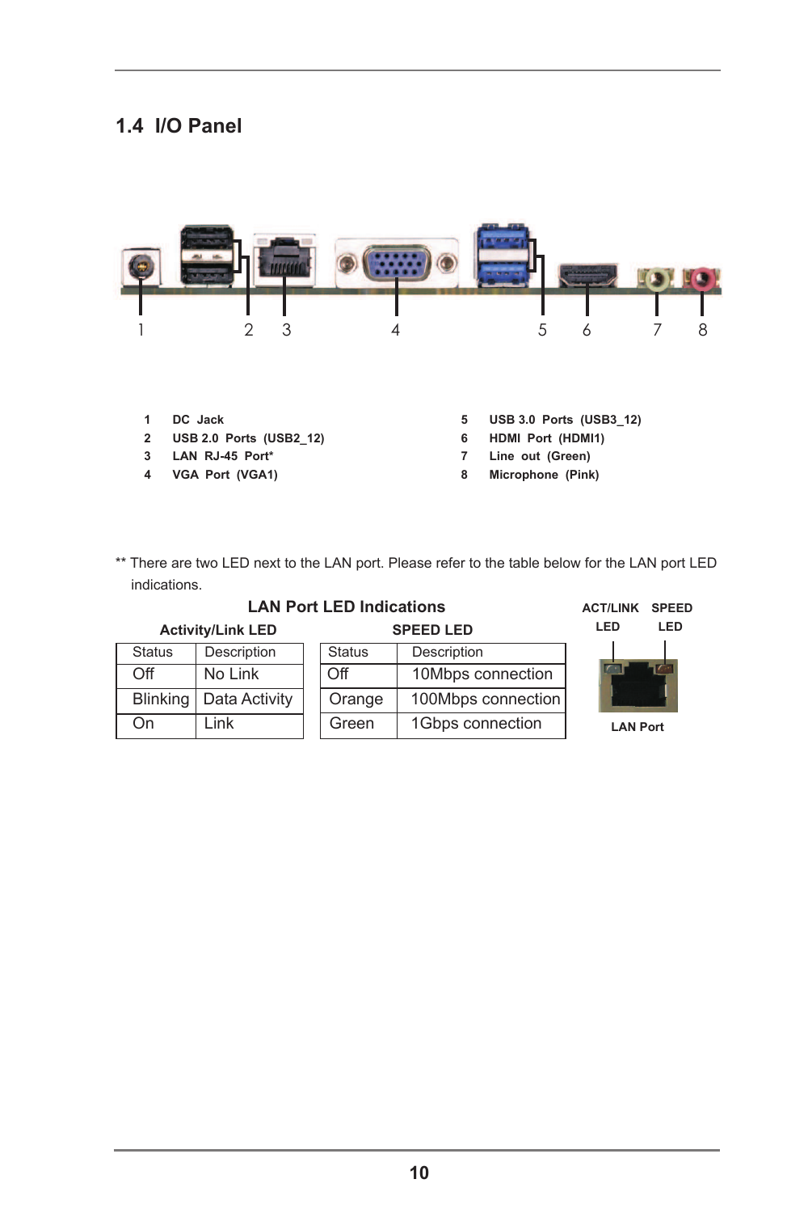## 1.4 I/O Panel

| | | | |
|---|---|---|---|
| 1 | DC Jack | 5 | USB 3.0 Ports (USB3_12) |
| 2 | USB 2.0 Ports (USB2_12) | 6 | HDMI Port (HDMI1) |
| 3 | LAN RJ-45 Port* | 7 | Line out (Green) |
| 4 | VGA Port (VGA1) | 8 | Microphone (Pink) |

** There are two LED next to the LAN port. Please refer to the table below for the LAN port LED indications.

**LAN Port LED Indications**

**Activity/Link LED**

| Status | Description |
|---|---|
| Off | No Link |
| Blinking | Data Activity |
| On | Link |

**SPEED LED**

| Status | Description |
|---|---|
| Off | 10Mbps connection |
| Orange | 100Mbps connection |
| Green | 1Gbps connection |

ACT/LINK LED &nbsp;&nbsp; SPEED LED

LAN Port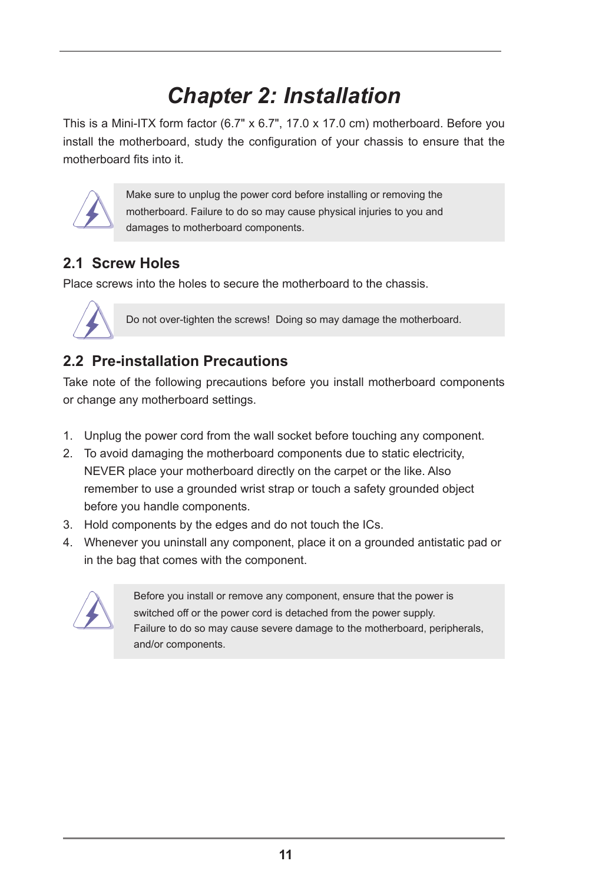# *Chapter 2: Installation*

This is a Mini-ITX form factor (6.7" x 6.7", 17.0 x 17.0 cm) motherboard. Before you install the motherboard, study the configuration of your chassis to ensure that the motherboard fits into it.

> Make sure to unplug the power cord before installing or removing the motherboard. Failure to do so may cause physical injuries to you and damages to motherboard components.

## 2.1 Screw Holes

Place screws into the holes to secure the motherboard to the chassis.

> Do not over-tighten the screws! Doing so may damage the motherboard.

## 2.2 Pre-installation Precautions

Take note of the following precautions before you install motherboard components or change any motherboard settings.

1. Unplug the power cord from the wall socket before touching any component.
2. To avoid damaging the motherboard components due to static electricity, NEVER place your motherboard directly on the carpet or the like. Also remember to use a grounded wrist strap or touch a safety grounded object before you handle components.
3. Hold components by the edges and do not touch the ICs.
4. Whenever you uninstall any component, place it on a grounded antistatic pad or in the bag that comes with the component.

> Before you install or remove any component, ensure that the power is switched off or the power cord is detached from the power supply. Failure to do so may cause severe damage to the motherboard, peripherals, and/or components.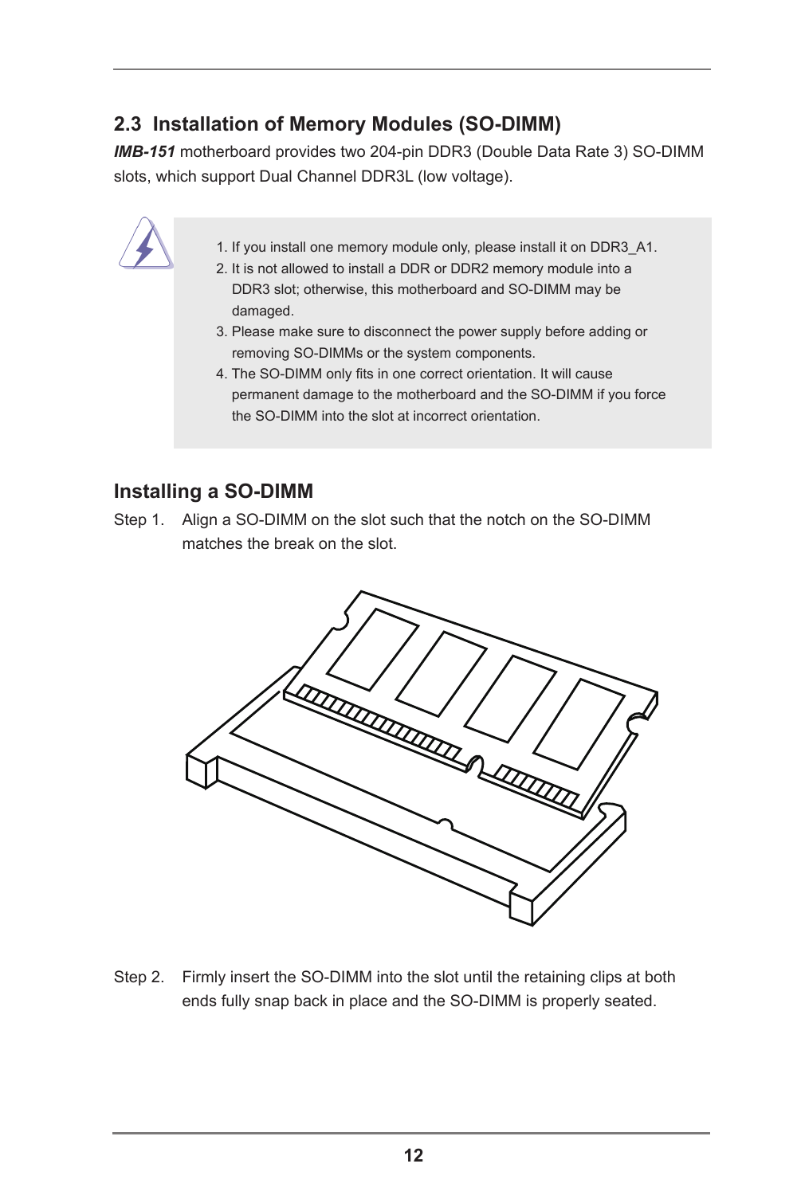## 2.3 Installation of Memory Modules (SO-DIMM)

***IMB-151*** motherboard provides two 204-pin DDR3 (Double Data Rate 3) SO-DIMM slots, which support Dual Channel DDR3L (low voltage).

1. If you install one memory module only, please install it on DDR3_A1.
2. It is not allowed to install a DDR or DDR2 memory module into a DDR3 slot; otherwise, this motherboard and SO-DIMM may be damaged.
3. Please make sure to disconnect the power supply before adding or removing SO-DIMMs or the system components.
4. The SO-DIMM only fits in one correct orientation. It will cause permanent damage to the motherboard and the SO-DIMM if you force the SO-DIMM into the slot at incorrect orientation.

### Installing a SO-DIMM

Step 1. Align a SO-DIMM on the slot such that the notch on the SO-DIMM matches the break on the slot.

Step 2. Firmly insert the SO-DIMM into the slot until the retaining clips at both ends fully snap back in place and the SO-DIMM is properly seated.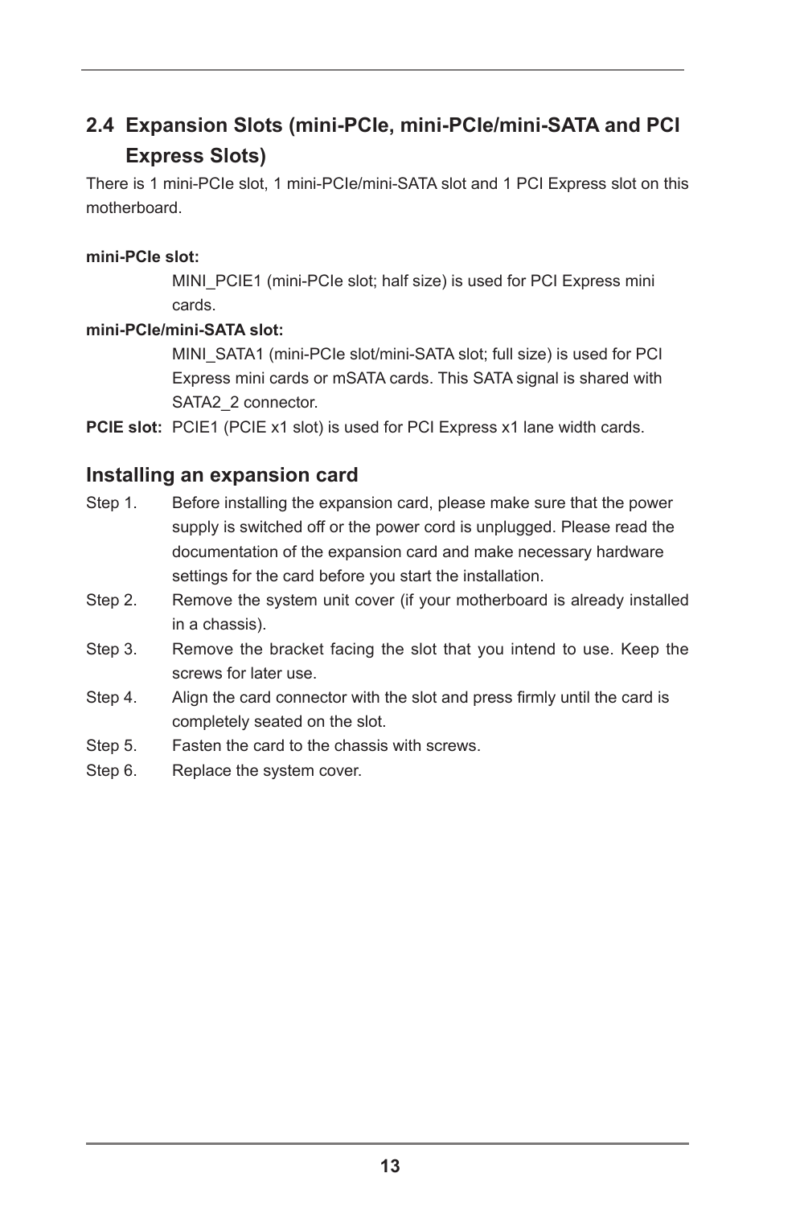## 2.4 Expansion Slots (mini-PCIe, mini-PCIe/mini-SATA and PCI Express Slots)

There is 1 mini-PCIe slot, 1 mini-PCIe/mini-SATA slot and 1 PCI Express slot on this motherboard.

**mini-PCIe slot:**

MINI_PCIE1 (mini-PCIe slot; half size) is used for PCI Express mini cards.

**mini-PCIe/mini-SATA slot:**

MINI_SATA1 (mini-PCIe slot/mini-SATA slot; full size) is used for PCI Express mini cards or mSATA cards. This SATA signal is shared with SATA2_2 connector.

**PCIE slot:** PCIE1 (PCIE x1 slot) is used for PCI Express x1 lane width cards.

### Installing an expansion card

Step 1. Before installing the expansion card, please make sure that the power supply is switched off or the power cord is unplugged. Please read the documentation of the expansion card and make necessary hardware settings for the card before you start the installation.

Step 2. Remove the system unit cover (if your motherboard is already installed in a chassis).

Step 3. Remove the bracket facing the slot that you intend to use. Keep the screws for later use.

Step 4. Align the card connector with the slot and press firmly until the card is completely seated on the slot.

Step 5. Fasten the card to the chassis with screws.

Step 6. Replace the system cover.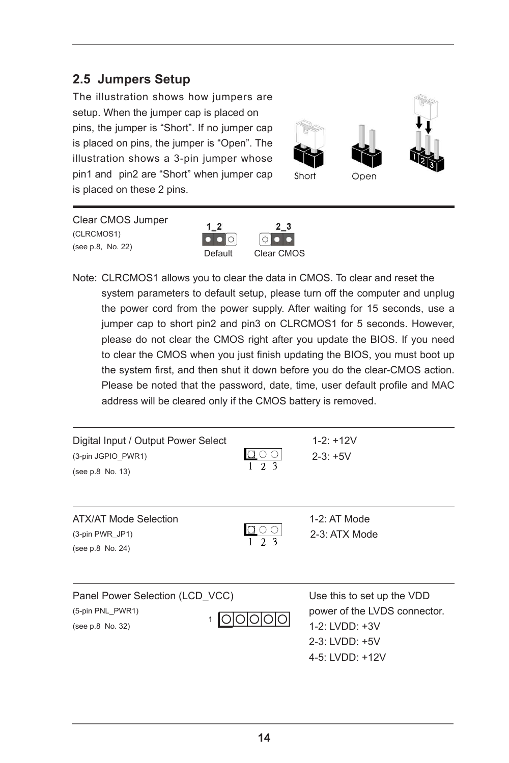## 2.5 Jumpers Setup

The illustration shows how jumpers are setup. When the jumper cap is placed on pins, the jumper is “Short”. If no jumper cap is placed on pins, the jumper is “Open”. The illustration shows a 3-pin jumper whose pin1 and pin2 are “Short” when jumper cap is placed on these 2 pins.

Short Open

Clear CMOS Jumper
(CLRCMOS1)
(see p.8, No. 22)

1_2 Default
2_3 Clear CMOS

Note: CLRCMOS1 allows you to clear the data in CMOS. To clear and reset the system parameters to default setup, please turn off the computer and unplug the power cord from the power supply. After waiting for 15 seconds, use a jumper cap to short pin2 and pin3 on CLRCMOS1 for 5 seconds. However, please do not clear the CMOS right after you update the BIOS. If you need to clear the CMOS when you just finish updating the BIOS, you must boot up the system first, and then shut it down before you do the clear-CMOS action. Please be noted that the password, date, time, user default profile and MAC address will be cleared only if the CMOS battery is removed.

---

Digital Input / Output Power Select
(3-pin JGPIO_PWR1)
(see p.8 No. 13)

1 2 3

1-2: +12V
2-3: +5V

---

ATX/AT Mode Selection
(3-pin PWR_JP1)
(see p.8 No. 24)

1 2 3

1-2: AT Mode
2-3: ATX Mode

---

Panel Power Selection (LCD_VCC)
(5-pin PNL_PWR1)
(see p.8 No. 32)

1

Use this to set up the VDD power of the LVDS connector.
1-2: LVDD: +3V
2-3: LVDD: +5V
4-5: LVDD: +12V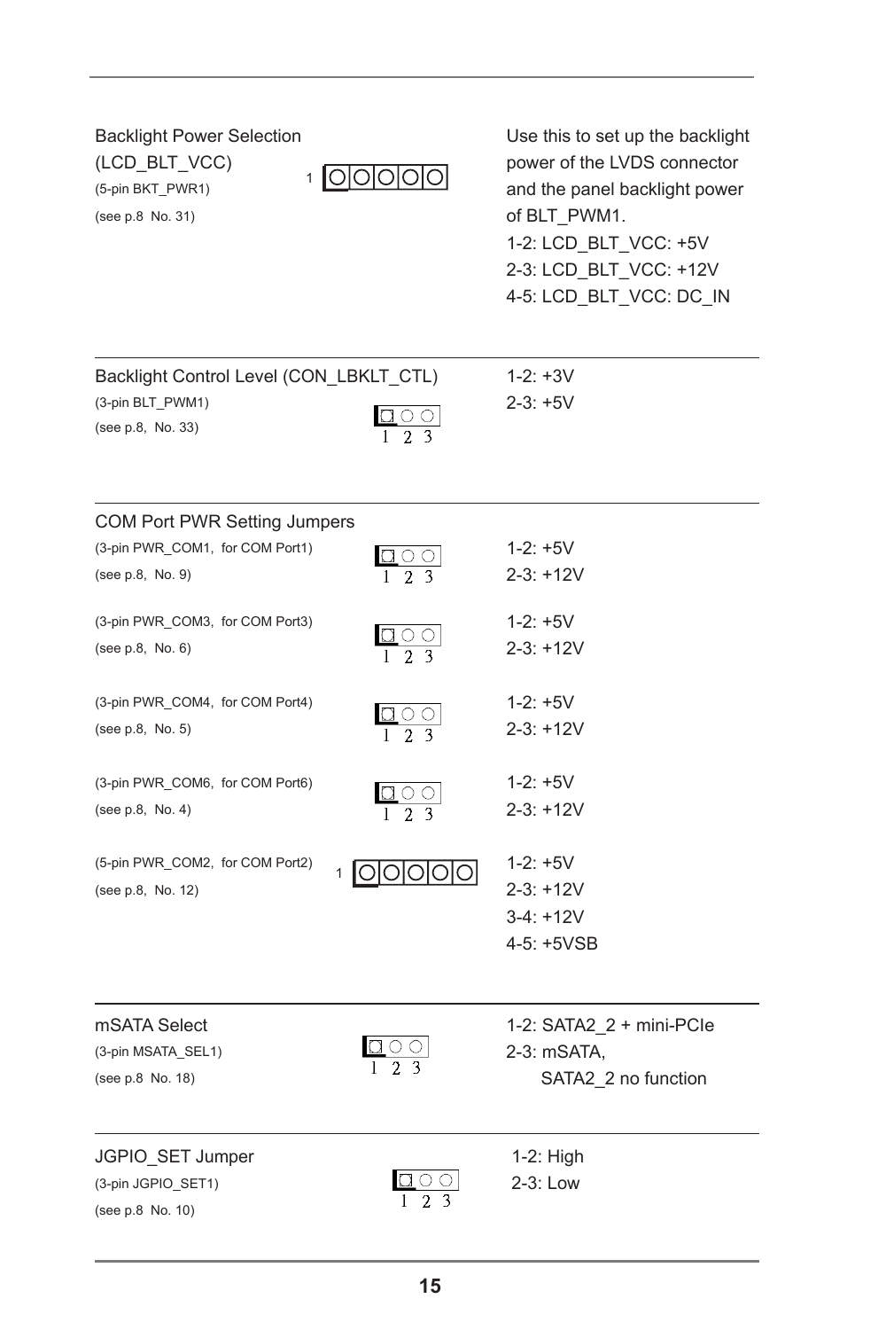**Backlight Power Selection (LCD_BLT_VCC)**
(5-pin BKT_PWR1)
(see p.8 No. 31)

Use this to set up the backlight power of the LVDS connector and the panel backlight power of BLT_PWM1.
1-2: LCD_BLT_VCC: +5V
2-3: LCD_BLT_VCC: +12V
4-5: LCD_BLT_VCC: DC_IN

---

**Backlight Control Level (CON_LBKLT_CTL)**
(3-pin BLT_PWM1)
(see p.8, No. 33)

1-2: +3V
2-3: +5V

---

**COM Port PWR Setting Jumpers**

(3-pin PWR_COM1, for COM Port1)
(see p.8, No. 9)

1-2: +5V
2-3: +12V

(3-pin PWR_COM3, for COM Port3)
(see p.8, No. 6)

1-2: +5V
2-3: +12V

(3-pin PWR_COM4, for COM Port4)
(see p.8, No. 5)

1-2: +5V
2-3: +12V

(3-pin PWR_COM6, for COM Port6)
(see p.8, No. 4)

1-2: +5V
2-3: +12V

(5-pin PWR_COM2, for COM Port2)
(see p.8, No. 12)

1-2: +5V
2-3: +12V
3-4: +12V
4-5: +5VSB

---

**mSATA Select**
(3-pin MSATA_SEL1)
(see p.8 No. 18)

1-2: SATA2_2 + mini-PCIe
2-3: mSATA, SATA2_2 no function

---

**JGPIO_SET Jumper**
(3-pin JGPIO_SET1)
(see p.8 No. 10)

1-2: High
2-3: Low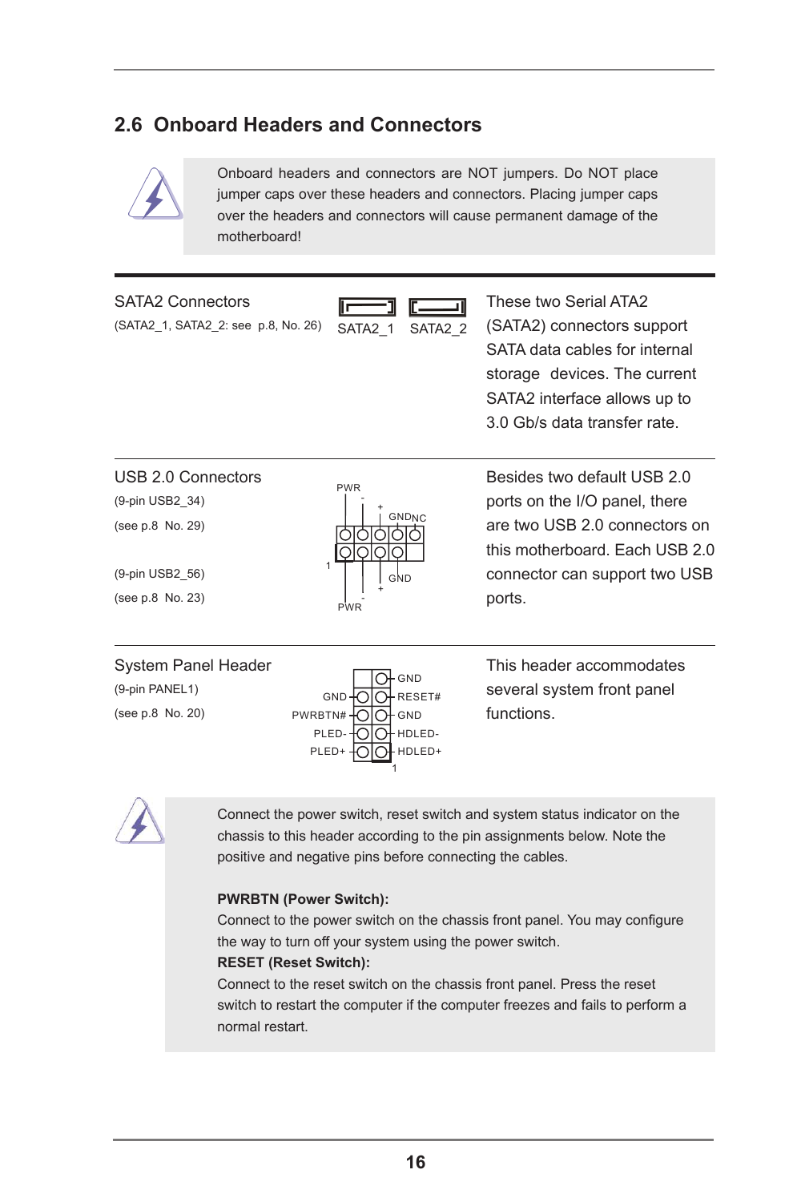## 2.6 Onboard Headers and Connectors

Onboard headers and connectors are NOT jumpers. Do NOT place jumper caps over these headers and connectors. Placing jumper caps over the headers and connectors will cause permanent damage of the motherboard!

---

**SATA2 Connectors**
(SATA2_1, SATA2_2: see p.8, No. 26)

SATA2_1 SATA2_2

These two Serial ATA2 (SATA2) connectors support SATA data cables for internal storage devices. The current SATA2 interface allows up to 3.0 Gb/s data transfer rate.

---

**USB 2.0 Connectors**
(9-pin USB2_34)
(see p.8 No. 29)

(9-pin USB2_56)
(see p.8 No. 23)

PWR, -, +, GND, NC, 1, GND, +, -, PWR

Besides two default USB 2.0 ports on the I/O panel, there are two USB 2.0 connectors on this motherboard. Each USB 2.0 connector can support two USB ports.

---

**System Panel Header**
(9-pin PANEL1)
(see p.8 No. 20)

GND, RESET#, GND, HDLED-, HDLED+, GND, PWRBTN#, PLED-, PLED+, 1

This header accommodates several system front panel functions.

Connect the power switch, reset switch and system status indicator on the chassis to this header according to the pin assignments below. Note the positive and negative pins before connecting the cables.

**PWRBTN (Power Switch):**
Connect to the power switch on the chassis front panel. You may configure the way to turn off your system using the power switch.

**RESET (Reset Switch):**
Connect to the reset switch on the chassis front panel. Press the reset switch to restart the computer if the computer freezes and fails to perform a normal restart.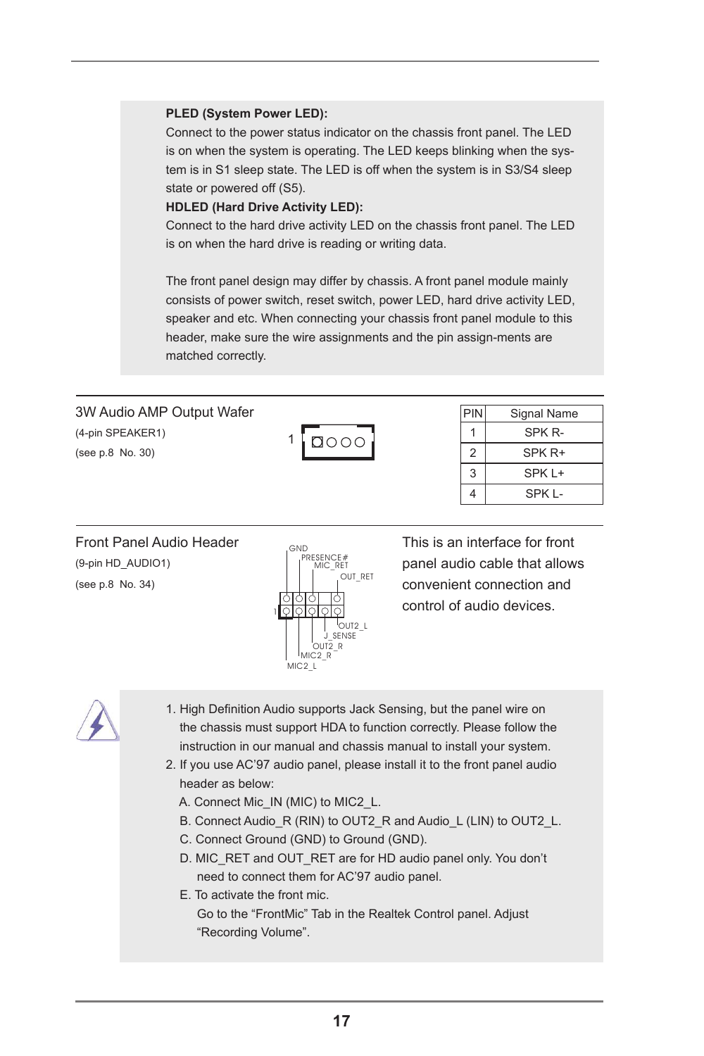**PLED (System Power LED):**
Connect to the power status indicator on the chassis front panel. The LED is on when the system is operating. The LED keeps blinking when the system is in S1 sleep state. The LED is off when the system is in S3/S4 sleep state or powered off (S5).

**HDLED (Hard Drive Activity LED):**
Connect to the hard drive activity LED on the chassis front panel. The LED is on when the hard drive is reading or writing data.

The front panel design may differ by chassis. A front panel module mainly consists of power switch, reset switch, power LED, hard drive activity LED, speaker and etc. When connecting your chassis front panel module to this header, make sure the wire assignments and the pin assign-ments are matched correctly.

---

3W Audio AMP Output Wafer
(4-pin SPEAKER1)
(see p.8 No. 30)

| PIN | Signal Name |
|---|---|
| 1 | SPK R- |
| 2 | SPK R+ |
| 3 | SPK L+ |
| 4 | SPK L- |

---

Front Panel Audio Header
(9-pin HD_AUDIO1)
(see p.8 No. 34)

GND, PRESENCE#, MIC_RET, OUT_RET, OUT2_L, J_SENSE, OUT2_R, MIC2_R, MIC2_L

This is an interface for front panel audio cable that allows convenient connection and control of audio devices.

1. High Definition Audio supports Jack Sensing, but the panel wire on the chassis must support HDA to function correctly. Please follow the instruction in our manual and chassis manual to install your system.
2. If you use AC'97 audio panel, please install it to the front panel audio header as below:
   A. Connect Mic_IN (MIC) to MIC2_L.
   B. Connect Audio_R (RIN) to OUT2_R and Audio_L (LIN) to OUT2_L.
   C. Connect Ground (GND) to Ground (GND).
   D. MIC_RET and OUT_RET are for HD audio panel only. You don't need to connect them for AC'97 audio panel.
   E. To activate the front mic.
      Go to the "FrontMic" Tab in the Realtek Control panel. Adjust "Recording Volume".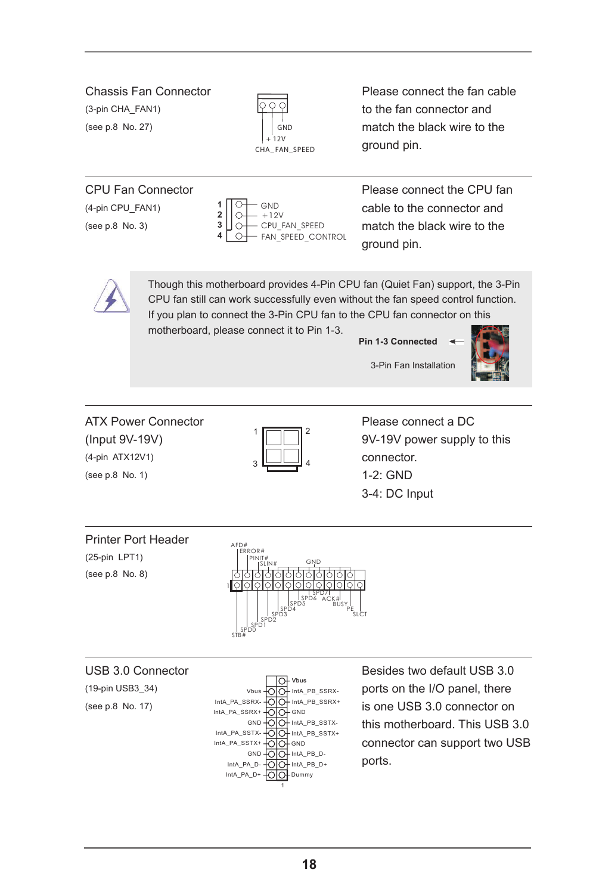## Chassis Fan Connector

(3-pin CHA_FAN1)

(see p.8 No. 27)

GND
+12V
CHA_FAN_SPEED

Please connect the fan cable to the fan connector and match the black wire to the ground pin.

## CPU Fan Connector

(4-pin CPU_FAN1)

(see p.8 No. 3)

1 GND
2 +12V
3 CPU_FAN_SPEED
4 FAN_SPEED_CONTROL

Please connect the CPU fan cable to the connector and match the black wire to the ground pin.

Though this motherboard provides 4-Pin CPU fan (Quiet Fan) support, the 3-Pin CPU fan still can work successfully even without the fan speed control function. If you plan to connect the 3-Pin CPU fan to the CPU fan connector on this motherboard, please connect it to Pin 1-3.

**Pin 1-3 Connected**

3-Pin Fan Installation

## ATX Power Connector (Input 9V-19V)

(4-pin ATX12V1)

(see p.8 No. 1)

Please connect a DC 9V-19V power supply to this connector.

1-2: GND

3-4: DC Input

## Printer Port Header

(25-pin LPT1)

(see p.8 No. 8)

AFD#, ERROR#, PINIT#, SLIN#, GND, SPD7, SPD6, ACK#, BUSY, PE, SLCT, SPD5, SPD4, SPD3, SPD2, SPD1, SPD0, STB#

## USB 3.0 Connector

(19-pin USB3_34)

(see p.8 No. 17)

| | |
|---|---|
| | Vbus |
| Vbus | IntA_PB_SSRX- |
| IntA_PA_SSRX- | IntA_PB_SSRX+ |
| IntA_PA_SSRX+ | GND |
| GND | IntA_PB_SSTX- |
| IntA_PA_SSTX- | IntA_PB_SSTX+ |
| IntA_PA_SSTX+ | GND |
| GND | IntA_PB_D- |
| IntA_PA_D- | IntA_PB_D+ |
| IntA_PA_D+ | Dummy |

Besides two default USB 3.0 ports on the I/O panel, there is one USB 3.0 connector on this motherboard. This USB 3.0 connector can support two USB ports.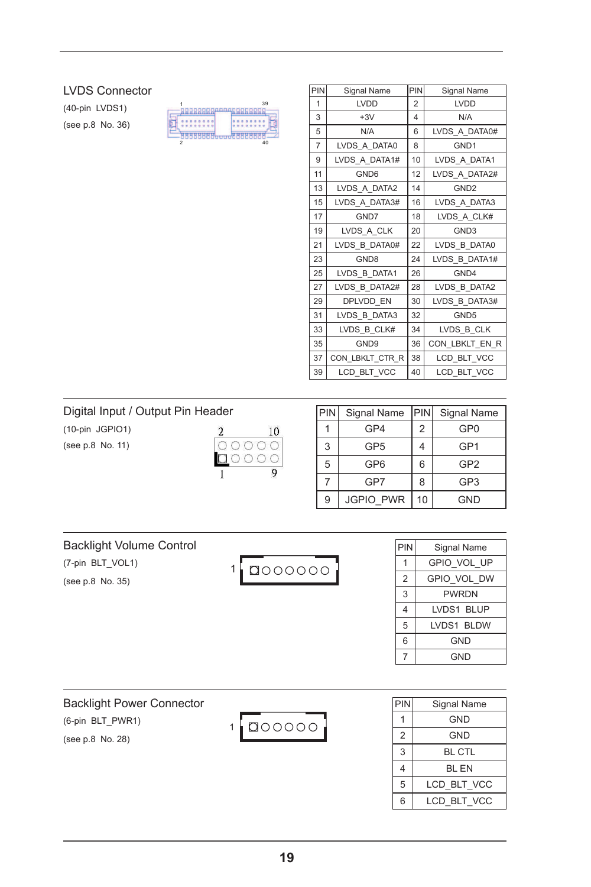## LVDS Connector

(40-pin LVDS1)

(see p.8 No. 36)

| PIN | Signal Name | PIN | Signal Name |
|---|---|---|---|
| 1 | LVDD | 2 | LVDD |
| 3 | +3V | 4 | N/A |
| 5 | N/A | 6 | LVDS_A_DATA0# |
| 7 | LVDS_A_DATA0 | 8 | GND1 |
| 9 | LVDS_A_DATA1# | 10 | LVDS_A_DATA1 |
| 11 | GND6 | 12 | LVDS_A_DATA2# |
| 13 | LVDS_A_DATA2 | 14 | GND2 |
| 15 | LVDS_A_DATA3# | 16 | LVDS_A_DATA3 |
| 17 | GND7 | 18 | LVDS_A_CLK# |
| 19 | LVDS_A_CLK | 20 | GND3 |
| 21 | LVDS_B_DATA0# | 22 | LVDS_B_DATA0 |
| 23 | GND8 | 24 | LVDS_B_DATA1# |
| 25 | LVDS_B_DATA1 | 26 | GND4 |
| 27 | LVDS_B_DATA2# | 28 | LVDS_B_DATA2 |
| 29 | DPLVDD_EN | 30 | LVDS_B_DATA3# |
| 31 | LVDS_B_DATA3 | 32 | GND5 |
| 33 | LVDS_B_CLK# | 34 | LVDS_B_CLK |
| 35 | GND9 | 36 | CON_LBKLT_EN_R |
| 37 | CON_LBKLT_CTR_R | 38 | LCD_BLT_VCC |
| 39 | LCD_BLT_VCC | 40 | LCD_BLT_VCC |

## Digital Input / Output Pin Header

(10-pin JGPIO1)

(see p.8 No. 11)

| PIN | Signal Name | PIN | Signal Name |
|---|---|---|---|
| 1 | GP4 | 2 | GP0 |
| 3 | GP5 | 4 | GP1 |
| 5 | GP6 | 6 | GP2 |
| 7 | GP7 | 8 | GP3 |
| 9 | JGPIO_PWR | 10 | GND |

## Backlight Volume Control

(7-pin BLT_VOL1)

(see p.8 No. 35)

| PIN | Signal Name |
|---|---|
| 1 | GPIO_VOL_UP |
| 2 | GPIO_VOL_DW |
| 3 | PWRDN |
| 4 | LVDS1 BLUP |
| 5 | LVDS1 BLDW |
| 6 | GND |
| 7 | GND |

## Backlight Power Connector

(6-pin BLT_PWR1)

(see p.8 No. 28)

| PIN | Signal Name |
|---|---|
| 1 | GND |
| 2 | GND |
| 3 | BL CTL |
| 4 | BL EN |
| 5 | LCD_BLT_VCC |
| 6 | LCD_BLT_VCC |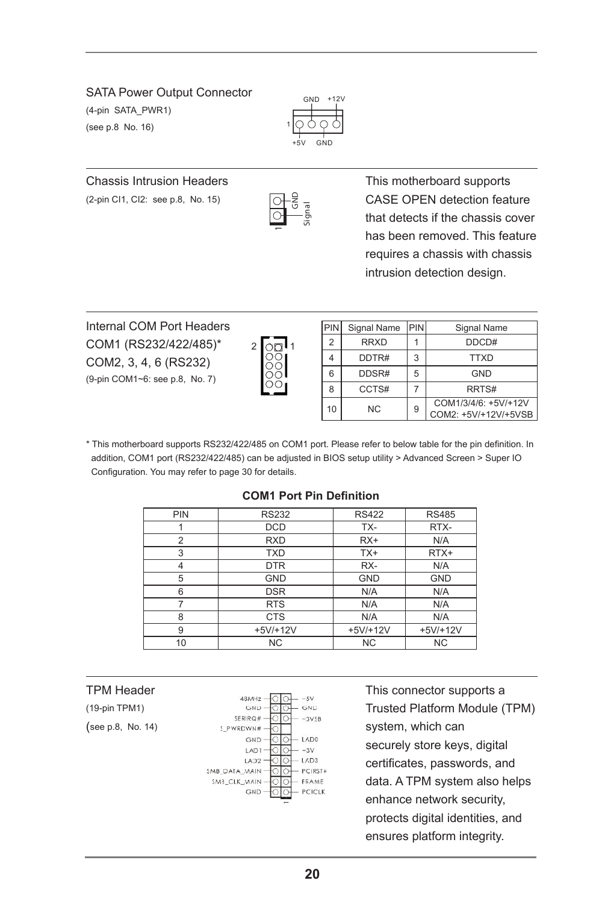SATA Power Output Connector

(4-pin SATA_PWR1)

(see p.8 No. 16)

GND +12V

1

+5V GND

---

Chassis Intrusion Headers

(2-pin CI1, CI2: see p.8, No. 15)

GND

Signal

1

This motherboard supports CASE OPEN detection feature that detects if the chassis cover has been removed. This feature requires a chassis with chassis intrusion detection design.

---

Internal COM Port Headers

COM1 (RS232/422/485)*

COM2, 3, 4, 6 (RS232)

(9-pin COM1~6: see p.8, No. 7)

| PIN | Signal Name | PIN | Signal Name |
|---|---|---|---|
| 2 | RRXD | 1 | DDCD# |
| 4 | DDTR# | 3 | TTXD |
| 6 | DDSR# | 5 | GND |
| 8 | CCTS# | 7 | RRTS# |
| 10 | NC | 9 | COM1/3/4/6: +5V/+12V<br>COM2: +5V/+12V/+5VSB |

* This motherboard supports RS232/422/485 on COM1 port. Please refer to below table for the pin definition. In addition, COM1 port (RS232/422/485) can be adjusted in BIOS setup utility > Advanced Screen > Super IO Configuration. You may refer to page 30 for details.

**COM1 Port Pin Definition**

| PIN | RS232 | RS422 | RS485 |
|---|---|---|---|
| 1 | DCD | TX- | RTX- |
| 2 | RXD | RX+ | N/A |
| 3 | TXD | TX+ | RTX+ |
| 4 | DTR | RX- | N/A |
| 5 | GND | GND | GND |
| 6 | DSR | N/A | N/A |
| 7 | RTS | N/A | N/A |
| 8 | CTS | N/A | N/A |
| 9 | +5V/+12V | +5V/+12V | +5V/+12V |
| 10 | NC | NC | NC |

---

TPM Header

(19-pin TPM1)

(see p.8, No. 14)

48MHz, GND, SERIRQ#, S_PWRDWN#, GND, LAD1, LAD2, SMB_DATA_MAIN, SMB_CLK_MAIN, GND

+5V, GND, +3VSB, LAD0, +3V, LAD3, PCIRST#, FRAME, PCICLK

1

This connector supports a Trusted Platform Module (TPM) system, which can securely store keys, digital certificates, passwords, and data. A TPM system also helps enhance network security, protects digital identities, and ensures platform integrity.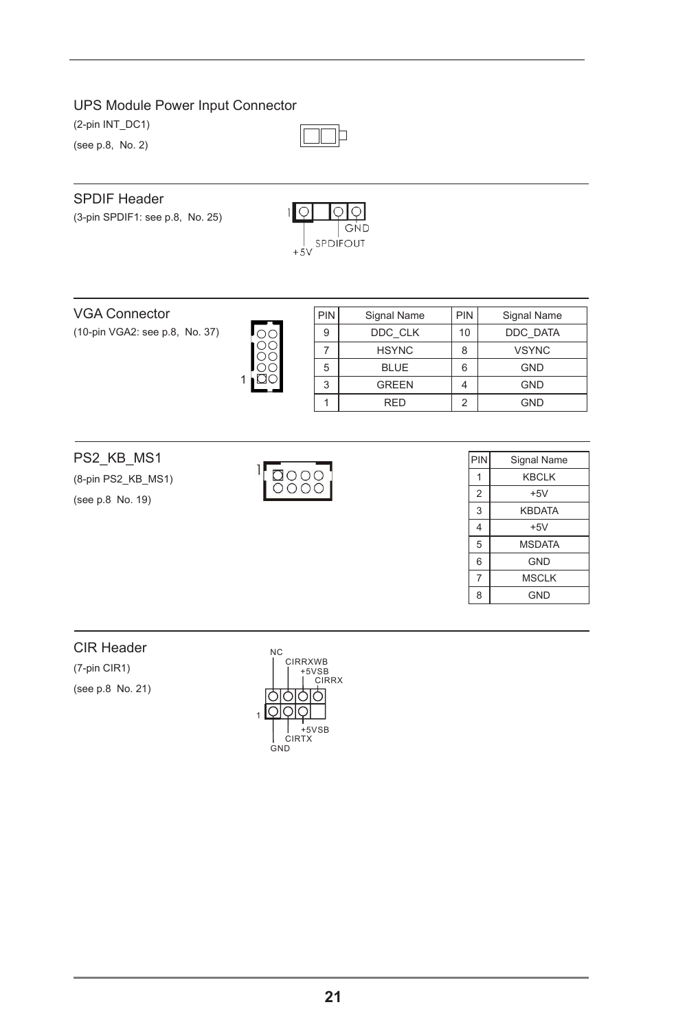## UPS Module Power Input Connector

(2-pin INT_DC1)

(see p.8, No. 2)

## SPDIF Header

(3-pin SPDIF1: see p.8, No. 25)

1 +5V SPDIFOUT GND

## VGA Connector

(10-pin VGA2: see p.8, No. 37)

| PIN | Signal Name | PIN | Signal Name |
|---|---|---|---|
| 9 | DDC_CLK | 10 | DDC_DATA |
| 7 | HSYNC | 8 | VSYNC |
| 5 | BLUE | 6 | GND |
| 3 | GREEN | 4 | GND |
| 1 | RED | 2 | GND |

## PS2_KB_MS1

(8-pin PS2_KB_MS1)

(see p.8 No. 19)

| PIN | Signal Name |
|---|---|
| 1 | KBCLK |
| 2 | +5V |
| 3 | KBDATA |
| 4 | +5V |
| 5 | MSDATA |
| 6 | GND |
| 7 | MSCLK |
| 8 | GND |

## CIR Header

(7-pin CIR1)

(see p.8 No. 21)

NC, CIRRXWB, +5VSB, CIRRX

1 GND, CIRTX, +5VSB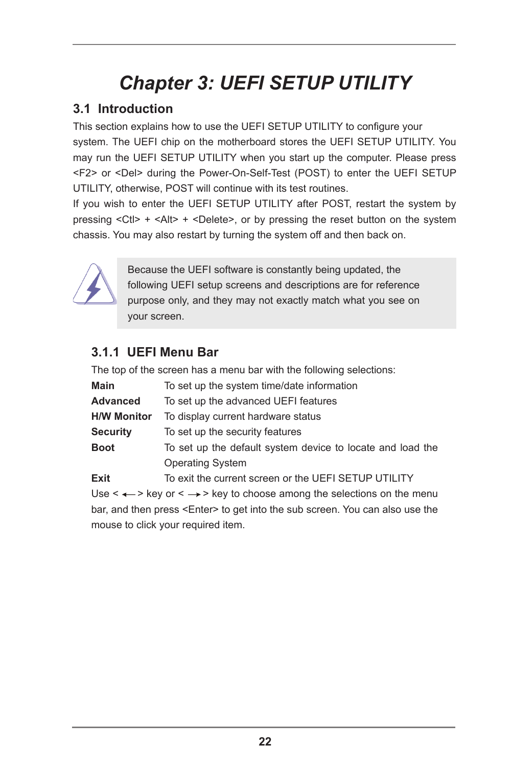# *Chapter 3: UEFI SETUP UTILITY*

## 3.1 Introduction

This section explains how to use the UEFI SETUP UTILITY to configure your system. The UEFI chip on the motherboard stores the UEFI SETUP UTILITY. You may run the UEFI SETUP UTILITY when you start up the computer. Please press <F2> or <Del> during the Power-On-Self-Test (POST) to enter the UEFI SETUP UTILITY, otherwise, POST will continue with its test routines.

If you wish to enter the UEFI SETUP UTILITY after POST, restart the system by pressing <Ctl> + <Alt> + <Delete>, or by pressing the reset button on the system chassis. You may also restart by turning the system off and then back on.

> Because the UEFI software is constantly being updated, the following UEFI setup screens and descriptions are for reference purpose only, and they may not exactly match what you see on your screen.

### 3.1.1 UEFI Menu Bar

The top of the screen has a menu bar with the following selections:

| | |
|---|---|
| **Main** | To set up the system time/date information |
| **Advanced** | To set up the advanced UEFI features |
| **H/W Monitor** | To display current hardware status |
| **Security** | To set up the security features |
| **Boot** | To set up the default system device to locate and load the Operating System |
| **Exit** | To exit the current screen or the UEFI SETUP UTILITY |

Use < ← > key or < → > key to choose among the selections on the menu bar, and then press <Enter> to get into the sub screen. You can also use the mouse to click your required item.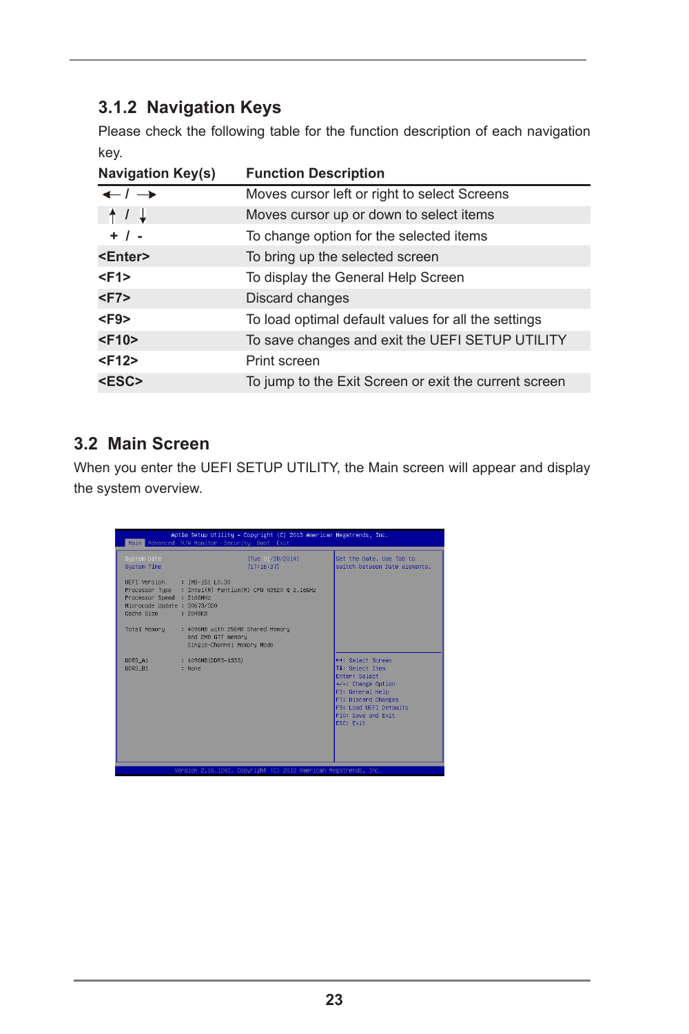### 3.1.2 Navigation Keys

Please check the following table for the function description of each navigation key.

| Navigation Key(s) | Function Description |
|---|---|
| ← / → | Moves cursor left or right to select Screens |
| ↑ / ↓ | Moves cursor up or down to select items |
| + / - | To change option for the selected items |
| **<Enter>** | To bring up the selected screen |
| **<F1>** | To display the General Help Screen |
| **<F7>** | Discard changes |
| **<F9>** | To load optimal default values for all the settings |
| **<F10>** | To save changes and exit the UEFI SETUP UTILITY |
| **<F12>** | Print screen |
| **<ESC>** | To jump to the Exit Screen or exit the current screen |

## 3.2 Main Screen

When you enter the UEFI SETUP UTILITY, the Main screen will appear and display the system overview.

```
Aptio Setup Utility - Copyright (C) 2013 American Megatrends, Inc.
Main  Advanced  H/W Monitor  Security  Boot  Exit

System Date                   [Tue 01/28/2014]      Set the Date. Use Tab to
System Time                   [17:16:37]            switch between Date elements.

UEFI Version      : IMB-151 L0.30
Processor Type    : Intel(R) Pentium(R) CPU N3520 @ 2.16GHz
Processor Speed   : 2166MHz
Microcode Update  : 30673/320
Cache Size        : 2048KB

Total Memory      : 4096MB with 256MB Shared Memory
                    and 2MB GTT memory
                    Single-Channel Memory Mode

DDR3_A1           : 4096MB(DDR3-1333)               ↔: Select Screen
DDR3_B1           : None                            ↑↓: Select Item
                                                    Enter: Select
                                                    +/-: Change Option
                                                    F1: General Help
                                                    F7: Discard Changes
                                                    F9: Load UEFI Defaults
                                                    F10: Save and Exit
                                                    ESC: Exit

Version 2.16.1242. Copyright (C) 2013 American Megatrends, Inc.
```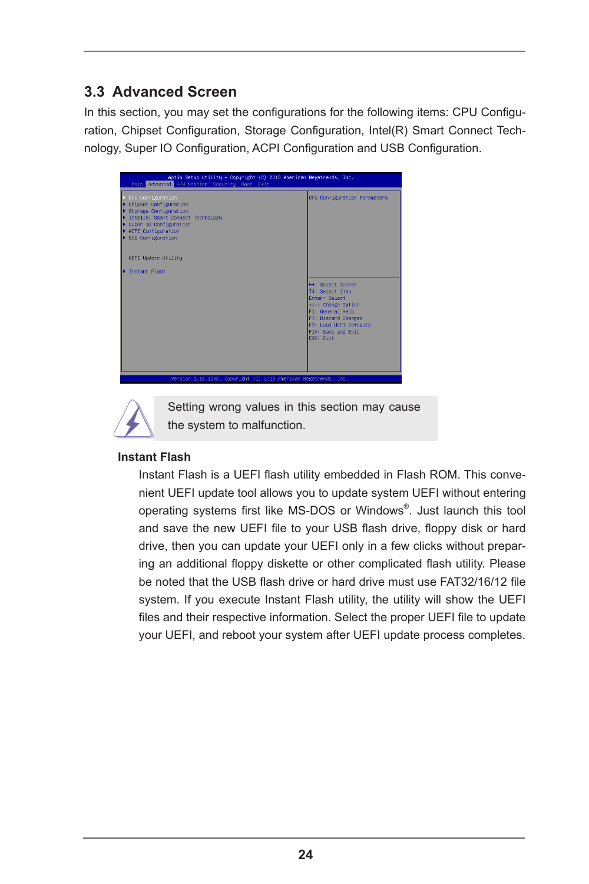## 3.3 Advanced Screen

In this section, you may set the configurations for the following items: CPU Configuration, Chipset Configuration, Storage Configuration, Intel(R) Smart Connect Technology, Super IO Configuration, ACPI Configuration and USB Configuration.

```
Aptio Setup Utility - Copyright (C) 2013 American Megatrends, Inc.
Main  Advanced  H/W Monitor  Security  Boot  Exit

▶ CPU Configuration                         CPU Configuration Parameters
▶ Chipset Configuration
▶ Storage Configuration
▶ Intel(R) Smart Connect Technology
▶ Super IO Configuration
▶ ACPI Configuration
▶ USB Configuration

  UEFI Update Utility

▶ Instant Flash
                                            ←→: Select Screen
                                            ↑↓: Select Item
                                            Enter: Select
                                            +/-: Change Option
                                            F1: General Help
                                            F7: Discard Changes
                                            F9: Load UEFI Defaults
                                            F10: Save and Exit
                                            ESC: Exit

Version 2.16.1242. Copyright (C) 2013 American Megatrends, Inc.
```

Setting wrong values in this section may cause the system to malfunction.

**Instant Flash**

Instant Flash is a UEFI flash utility embedded in Flash ROM. This convenient UEFI update tool allows you to update system UEFI without entering operating systems first like MS-DOS or Windows®. Just launch this tool and save the new UEFI file to your USB flash drive, floppy disk or hard drive, then you can update your UEFI only in a few clicks without preparing an additional floppy diskette or other complicated flash utility. Please be noted that the USB flash drive or hard drive must use FAT32/16/12 file system. If you execute Instant Flash utility, the utility will show the UEFI files and their respective information. Select the proper UEFI file to update your UEFI, and reboot your system after UEFI update process completes.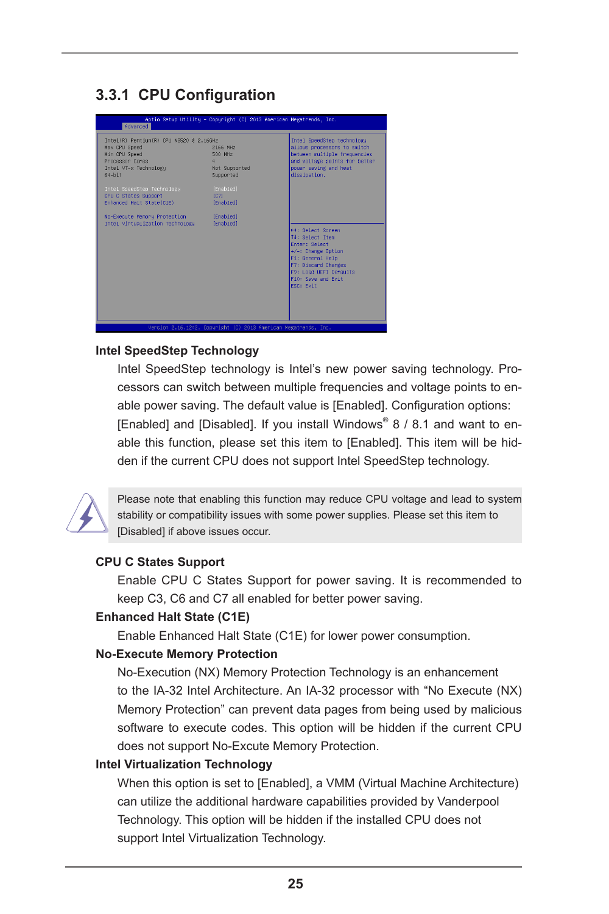## 3.3.1 CPU Configuration

```
Aptio Setup Utility - Copyright (C) 2013 American Megatrends, Inc.
Advanced

Intel(R) Pentium(R) CPU N3520 @ 2.16GHz          Intel SpeedStep technology
Max CPU Speed                    2166 MHz        allows processors to switch
Min CPU Speed                    500 MHz         between multiple frequencies
Processor Cores                  4               and voltage points for better
Intel VT-x Technology            Not Supported   power saving and heat
64-bit                           Supported       dissipation.

Intel SpeedStep Technology       [Enabled]
CPU C States Support             [C7]
Enhanced Halt State(C1E)         [Enabled]

No-Execute Memory Protection     [Enabled]
Intel Virtualization Technology  [Enabled]
                                                 ++: Select Screen
                                                 ↑↓: Select Item
                                                 Enter: Select
                                                 +/-: Change Option
                                                 F1: General Help
                                                 F7: Discard Changes
                                                 F9: Load UEFI Defaults
                                                 F10: Save and Exit
                                                 ESC: Exit

Version 2.16.1242. Copyright (C) 2013 American Megatrends, Inc.
```

**Intel SpeedStep Technology**

Intel SpeedStep technology is Intel's new power saving technology. Processors can switch between multiple frequencies and voltage points to enable power saving. The default value is [Enabled]. Configuration options: [Enabled] and [Disabled]. If you install Windows® 8 / 8.1 and want to enable this function, please set this item to [Enabled]. This item will be hidden if the current CPU does not support Intel SpeedStep technology.

> Please note that enabling this function may reduce CPU voltage and lead to system stability or compatibility issues with some power supplies. Please set this item to [Disabled] if above issues occur.

**CPU C States Support**

Enable CPU C States Support for power saving. It is recommended to keep C3, C6 and C7 all enabled for better power saving.

**Enhanced Halt State (C1E)**

Enable Enhanced Halt State (C1E) for lower power consumption.

**No-Execute Memory Protection**

No-Execution (NX) Memory Protection Technology is an enhancement to the IA-32 Intel Architecture. An IA-32 processor with "No Execute (NX) Memory Protection" can prevent data pages from being used by malicious software to execute codes. This option will be hidden if the current CPU does not support No-Excute Memory Protection.

**Intel Virtualization Technology**

When this option is set to [Enabled], a VMM (Virtual Machine Architecture) can utilize the additional hardware capabilities provided by Vanderpool Technology. This option will be hidden if the installed CPU does not support Intel Virtualization Technology.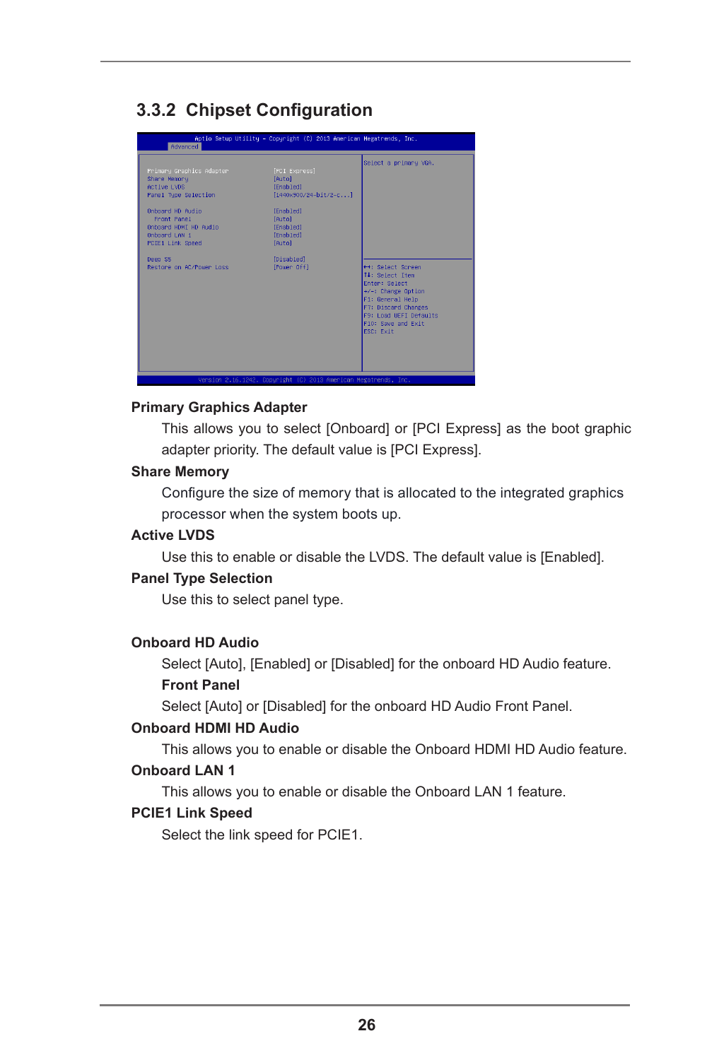## 3.3.2 Chipset Configuration

```
Aptio Setup Utility - Copyright (C) 2013 American Megatrends, Inc.
Advanced

Primary Graphics Adapter          [PCI Express]        Select a primary VGA.
Share Memory                      [Auto]
Active LVDS                       [Enabled]
Panel Type Selection              [1440x900/24-bit/2-c...]

Onboard HD Audio                  [Enabled]
  Front Panel                     [Auto]
Onboard HDMI HD Audio             [Enabled]
Onboard LAN 1                     [Enabled]
PCIE1 Link Speed                  [Auto]

Deep S5                           [Disabled]
Restore on AC/Power Loss          [Power Off]          ←→: Select Screen
                                                       ↑↓: Select Item
                                                       Enter: Select
                                                       +/-: Change Option
                                                       F1: General Help
                                                       F7: Discard Changes
                                                       F9: Load UEFI Defaults
                                                       F10: Save and Exit
                                                       ESC: Exit

Version 2.16.1242. Copyright (C) 2013 American Megatrends, Inc.
```

**Primary Graphics Adapter**

This allows you to select [Onboard] or [PCI Express] as the boot graphic adapter priority. The default value is [PCI Express].

**Share Memory**

Configure the size of memory that is allocated to the integrated graphics processor when the system boots up.

**Active LVDS**

Use this to enable or disable the LVDS. The default value is [Enabled].

**Panel Type Selection**

Use this to select panel type.

**Onboard HD Audio**

Select [Auto], [Enabled] or [Disabled] for the onboard HD Audio feature.

**Front Panel**

Select [Auto] or [Disabled] for the onboard HD Audio Front Panel.

**Onboard HDMI HD Audio**

This allows you to enable or disable the Onboard HDMI HD Audio feature.

**Onboard LAN 1**

This allows you to enable or disable the Onboard LAN 1 feature.

**PCIE1 Link Speed**

Select the link speed for PCIE1.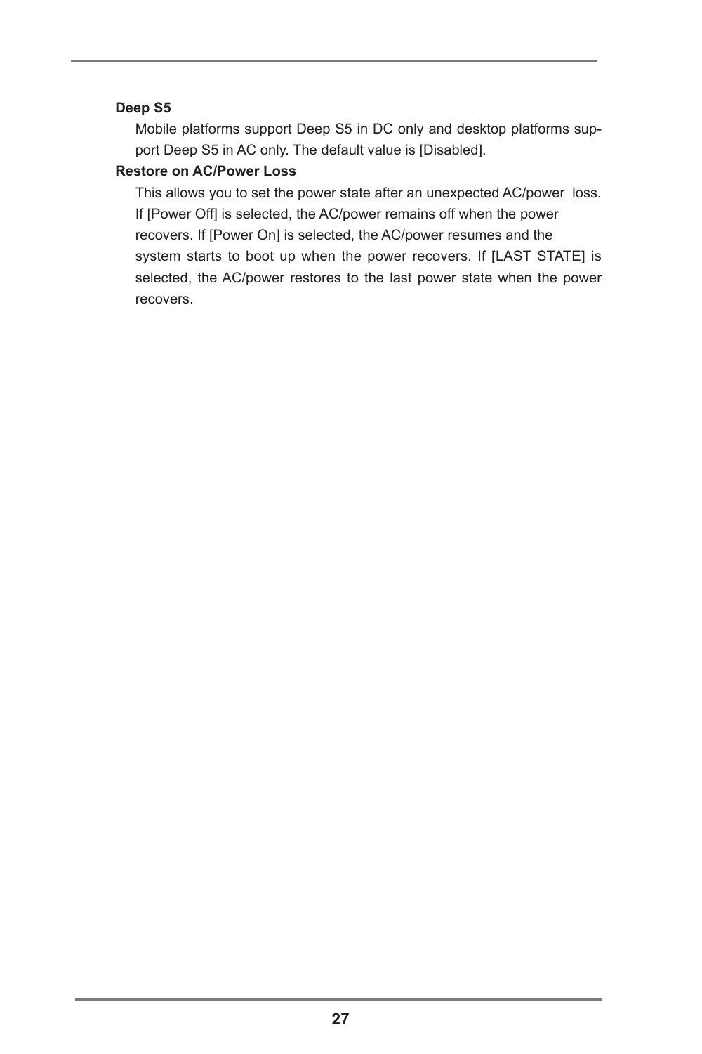**Deep S5**

Mobile platforms support Deep S5 in DC only and desktop platforms support Deep S5 in AC only. The default value is [Disabled].

**Restore on AC/Power Loss**

This allows you to set the power state after an unexpected AC/power loss. If [Power Off] is selected, the AC/power remains off when the power recovers. If [Power On] is selected, the AC/power resumes and the system starts to boot up when the power recovers. If [LAST STATE] is selected, the AC/power restores to the last power state when the power recovers.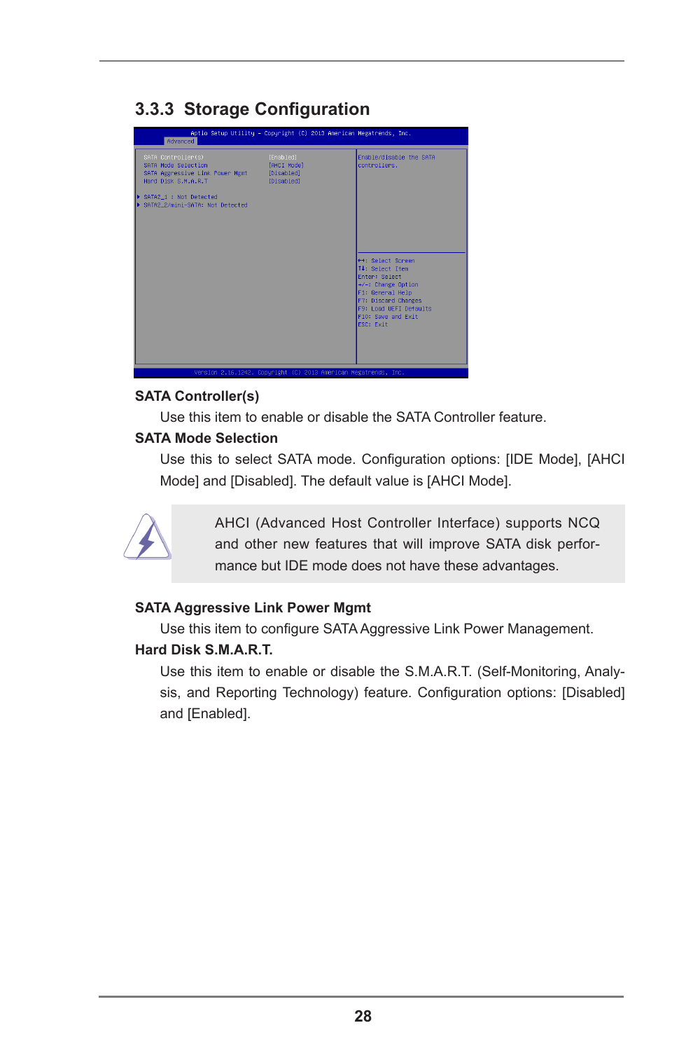### 3.3.3 Storage Configuration

```
Aptio Setup Utility - Copyright (C) 2013 American Megatrends, Inc.
Advanced

SATA Controller(s)              [Enabled]        Enable/disable the SATA
SATA Mode Selection             [AHCI Mode]      controllers.
SATA Aggressive Link Power Mgmt [Disabled]
Hard Disk S.M.A.R.T             [Disabled]

▸ SATA2_1 : Not Detected
▸ SATA2_2/mini-SATA: Not Detected
                                                 ↔: Select Screen
                                                 ↑↓: Select Item
                                                 Enter: Select
                                                 +/-: Change Option
                                                 F1: General Help
                                                 F7: Discard Changes
                                                 F9: Load UEFI Defaults
                                                 F10: Save and Exit
                                                 ESC: Exit

Version 2.16.1242. Copyright (C) 2013 American Megatrends, Inc.
```

**SATA Controller(s)**

Use this item to enable or disable the SATA Controller feature.

**SATA Mode Selection**

Use this to select SATA mode. Configuration options: [IDE Mode], [AHCI Mode] and [Disabled]. The default value is [AHCI Mode].

AHCI (Advanced Host Controller Interface) supports NCQ and other new features that will improve SATA disk performance but IDE mode does not have these advantages.

**SATA Aggressive Link Power Mgmt**

Use this item to configure SATA Aggressive Link Power Management.

**Hard Disk S.M.A.R.T.**

Use this item to enable or disable the S.M.A.R.T. (Self-Monitoring, Analysis, and Reporting Technology) feature. Configuration options: [Disabled] and [Enabled].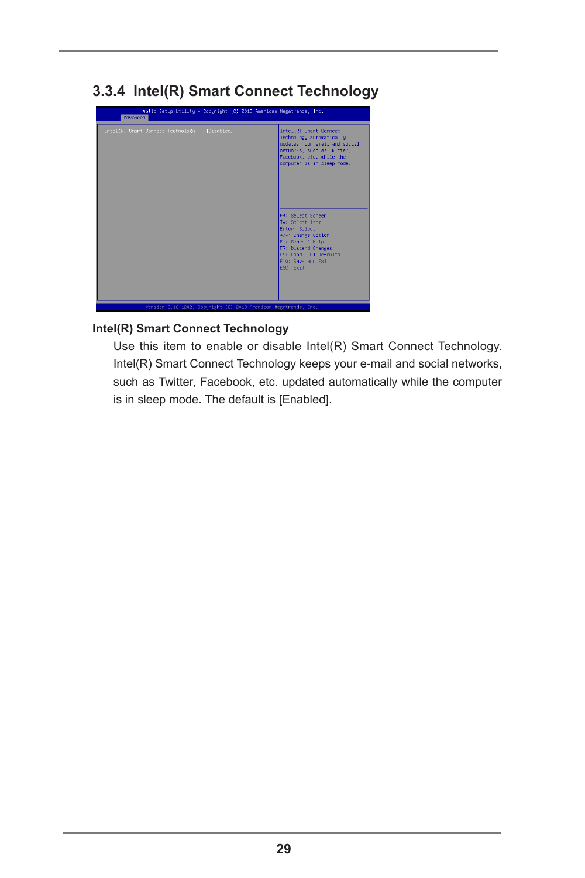## 3.3.4 Intel(R) Smart Connect Technology

```
Aptio Setup Utility - Copyright (C) 2013 American Megatrends, Inc.
Advanced

Intel(R) Smart Connect Technology    [Disabled]

Intel(R) Smart Connect Technology automatically updates your email and social networks, such as Twitter, Facebook, etc. while the computer is in sleep mode.

→←: Select Screen
↑↓: Select Item
Enter: Select
+/-: Change Option
F1: General Help
F7: Discard Changes
F9: Load UEFI Defaults
F10: Save and Exit
ESC: Exit

Version 2.16.1242. Copyright (C) 2013 American Megatrends, Inc.
```

**Intel(R) Smart Connect Technology**

Use this item to enable or disable Intel(R) Smart Connect Technology. Intel(R) Smart Connect Technology keeps your e-mail and social networks, such as Twitter, Facebook, etc. updated automatically while the computer is in sleep mode. The default is [Enabled].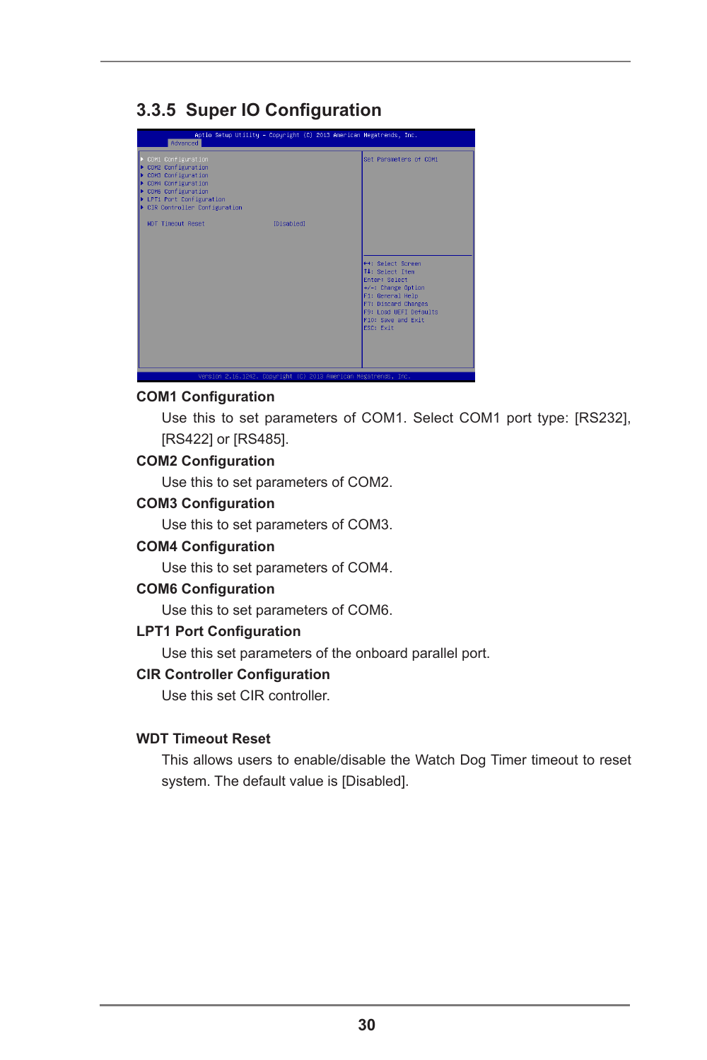## 3.3.5 Super IO Configuration

```
Aptio Setup Utility - Copyright (C) 2013 American Megatrends, Inc.
Advanced

▶ COM1 Configuration                         Set Parameters of COM1
▶ COM2 Configuration
▶ COM3 Configuration
▶ COM4 Configuration
▶ COM6 Configuration
▶ LPT1 Port Configuration
▶ CIR Controller Configuration

  WDT Timeout Reset              [Disabled]

                                             ←→: Select Screen
                                             ↑↓: Select Item
                                             Enter: Select
                                             +/-: Change Option
                                             F1: General Help
                                             F7: Discard Changes
                                             F9: Load UEFI Defaults
                                             F10: Save and Exit
                                             ESC: Exit

Version 2.16.1242. Copyright (C) 2013 American Megatrends, Inc.
```

**COM1 Configuration**

Use this to set parameters of COM1. Select COM1 port type: [RS232], [RS422] or [RS485].

**COM2 Configuration**

Use this to set parameters of COM2.

**COM3 Configuration**

Use this to set parameters of COM3.

**COM4 Configuration**

Use this to set parameters of COM4.

**COM6 Configuration**

Use this to set parameters of COM6.

**LPT1 Port Configuration**

Use this set parameters of the onboard parallel port.

**CIR Controller Configuration**

Use this set CIR controller.

**WDT Timeout Reset**

This allows users to enable/disable the Watch Dog Timer timeout to reset system. The default value is [Disabled].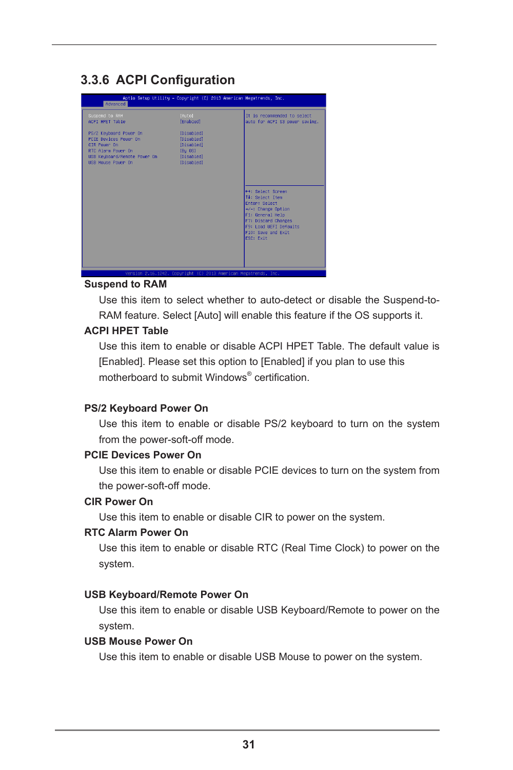## 3.3.6 ACPI Configuration

```
Aptio Setup Utility - Copyright (C) 2013 American Megatrends, Inc.
Advanced

Suspend to RAM                      [Auto]        It is recommended to select
ACPI HPET Table                     [Enabled]     auto for ACPI S3 power saving.

PS/2 Keyboard Power On              [Disabled]
PCIE Devices Power On               [Disabled]
CIR Power On                        [Disabled]
RTC Alarm Power On                  [By OS]
USB Keyboard/Remote Power On        [Disabled]
USB Mouse Power On                  [Disabled]
                                                  ↔: Select Screen
                                                  ↑↓: Select Item
                                                  Enter: Select
                                                  +/-: Change Option
                                                  F1: General Help
                                                  F7: Discard Changes
                                                  F9: Load UEFI Defaults
                                                  F10: Save and Exit
                                                  ESC: Exit

Version 2.16.1242. Copyright (C) 2013 American Megatrends, Inc.
```

**Suspend to RAM**

Use this item to select whether to auto-detect or disable the Suspend-to-RAM feature. Select [Auto] will enable this feature if the OS supports it.

**ACPI HPET Table**

Use this item to enable or disable ACPI HPET Table. The default value is [Enabled]. Please set this option to [Enabled] if you plan to use this motherboard to submit Windows® certification.

**PS/2 Keyboard Power On**

Use this item to enable or disable PS/2 keyboard to turn on the system from the power-soft-off mode.

**PCIE Devices Power On**

Use this item to enable or disable PCIE devices to turn on the system from the power-soft-off mode.

**CIR Power On**

Use this item to enable or disable CIR to power on the system.

**RTC Alarm Power On**

Use this item to enable or disable RTC (Real Time Clock) to power on the system.

**USB Keyboard/Remote Power On**

Use this item to enable or disable USB Keyboard/Remote to power on the system.

**USB Mouse Power On**

Use this item to enable or disable USB Mouse to power on the system.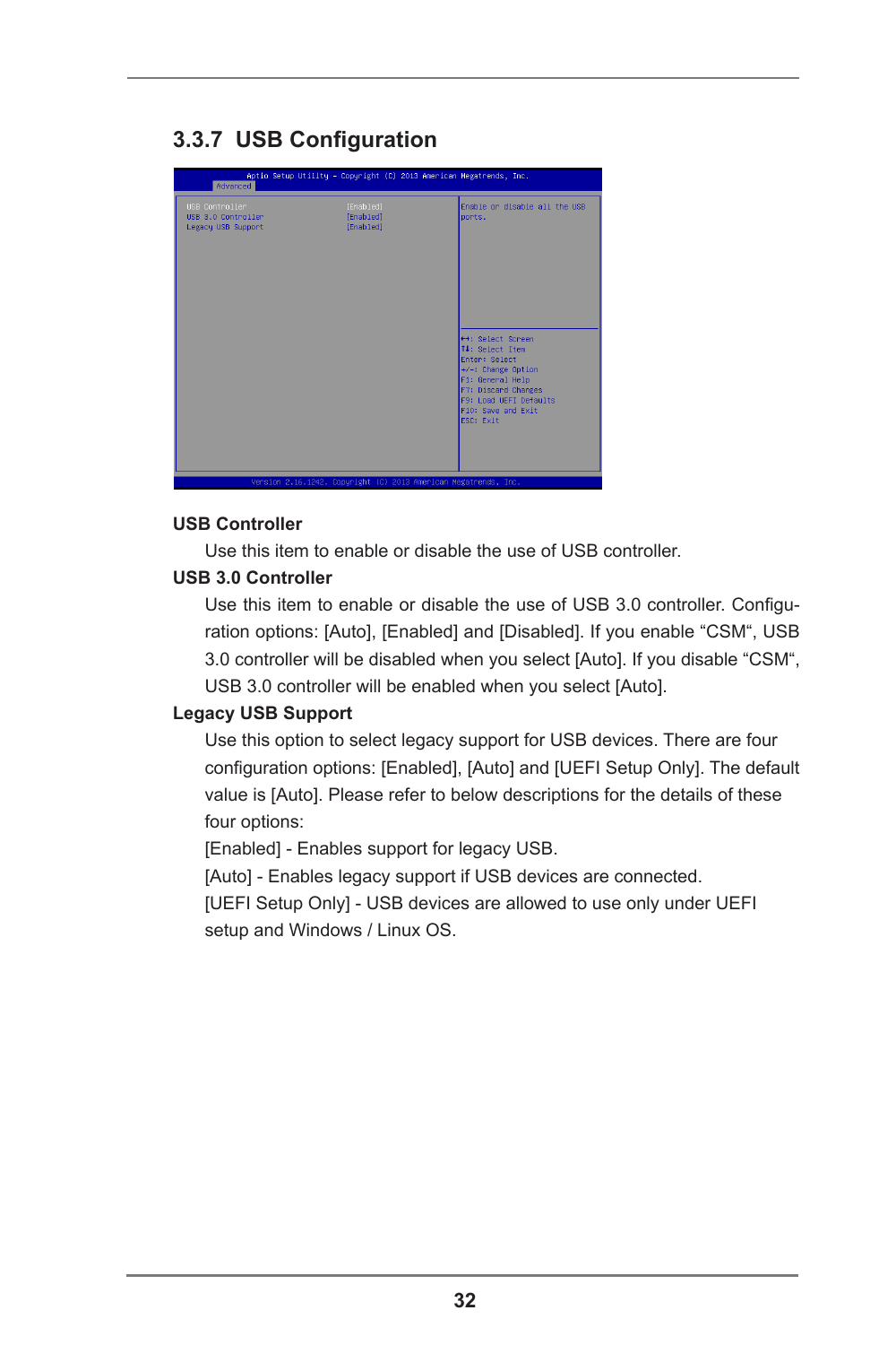### 3.3.7 USB Configuration

```
Aptio Setup Utility - Copyright (C) 2013 American Megatrends, Inc.
Advanced

USB Controller                 [Enabled]     Enable or disable all the USB
USB 3.0 Controller             [Enabled]     ports.
Legacy USB Support             [Enabled]

                                             ←→: Select Screen
                                             ↑↓: Select Item
                                             Enter: Select
                                             +/-: Change Option
                                             F1: General Help
                                             F7: Discard Changes
                                             F9: Load UEFI Defaults
                                             F10: Save and Exit
                                             ESC: Exit

Version 2.16.1242. Copyright (C) 2013 American Megatrends, Inc.
```

**USB Controller**

Use this item to enable or disable the use of USB controller.

**USB 3.0 Controller**

Use this item to enable or disable the use of USB 3.0 controller. Configuration options: [Auto], [Enabled] and [Disabled]. If you enable “CSM“, USB 3.0 controller will be disabled when you select [Auto]. If you disable “CSM“, USB 3.0 controller will be enabled when you select [Auto].

**Legacy USB Support**

Use this option to select legacy support for USB devices. There are four configuration options: [Enabled], [Auto] and [UEFI Setup Only]. The default value is [Auto]. Please refer to below descriptions for the details of these four options:

[Enabled] - Enables support for legacy USB.

[Auto] - Enables legacy support if USB devices are connected.

[UEFI Setup Only] - USB devices are allowed to use only under UEFI setup and Windows / Linux OS.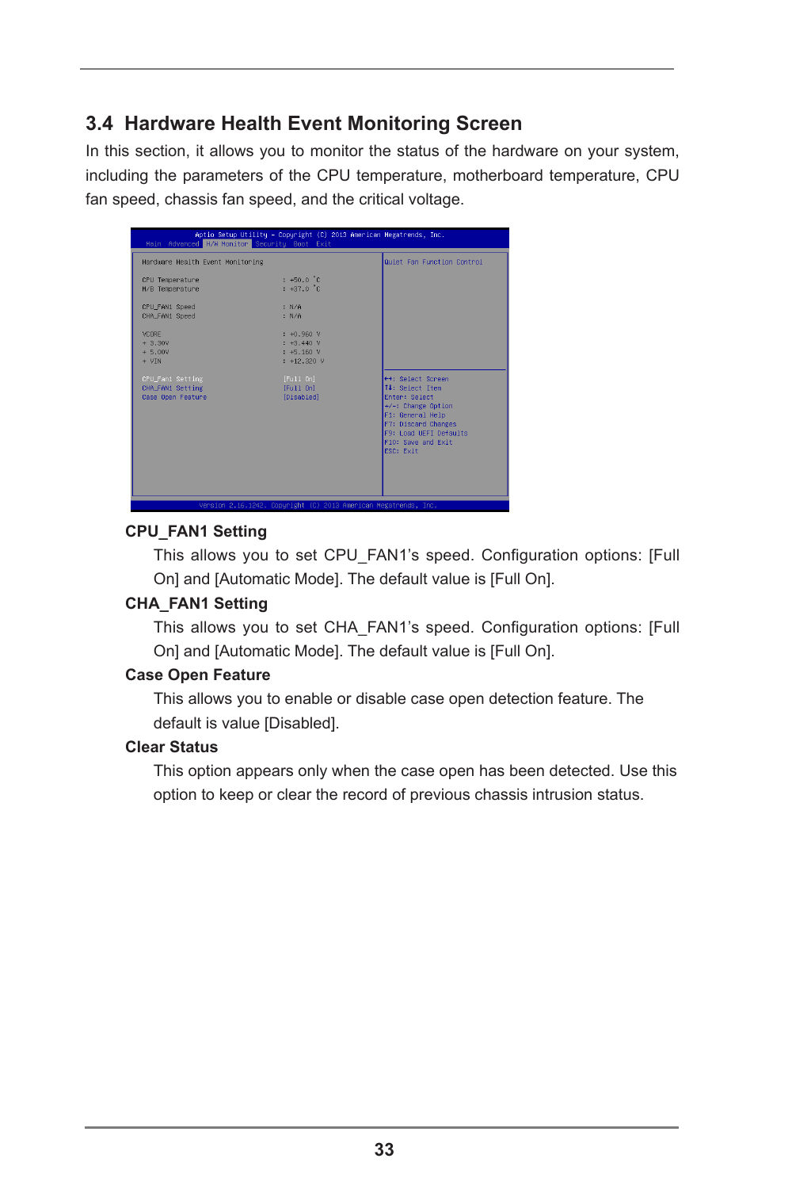## 3.4 Hardware Health Event Monitoring Screen

In this section, it allows you to monitor the status of the hardware on your system, including the parameters of the CPU temperature, motherboard temperature, CPU fan speed, chassis fan speed, and the critical voltage.

```
Aptio Setup Utility - Copyright (C) 2013 American Megatrends, Inc.
Main  Advanced  H/W Monitor  Security  Boot  Exit

Hardware Health Event Monitoring               Quiet Fan Function Control

CPU Temperature          : +50.0 °C
M/B Temperature          : +37.0 °C

CPU_FAN1 Speed           : N/A
CHA_FAN1 Speed           : N/A

VCORE                    : +0.960 V
+ 3.30V                  : +3.440 V
+ 5.00V                  : +5.160 V
+ VIN                    : +12.320 V

CPU_Fan1 Setting         [Full On]             ↔: Select Screen
CHA_FAN1 Setting         [Full On]             ↑↓: Select Item
Case Open Feature        [Disabled]            Enter: Select
                                               +/-: Change Option
                                               F1: General Help
                                               F7: Discard Changes
                                               F9: Load UEFI Defaults
                                               F10: Save and Exit
                                               ESC: Exit

Version 2.16.1242. Copyright (C) 2013 American Megatrends, Inc.
```

**CPU_FAN1 Setting**

This allows you to set CPU_FAN1's speed. Configuration options: [Full On] and [Automatic Mode]. The default value is [Full On].

**CHA_FAN1 Setting**

This allows you to set CHA_FAN1's speed. Configuration options: [Full On] and [Automatic Mode]. The default value is [Full On].

**Case Open Feature**

This allows you to enable or disable case open detection feature. The default is value [Disabled].

**Clear Status**

This option appears only when the case open has been detected. Use this option to keep or clear the record of previous chassis intrusion status.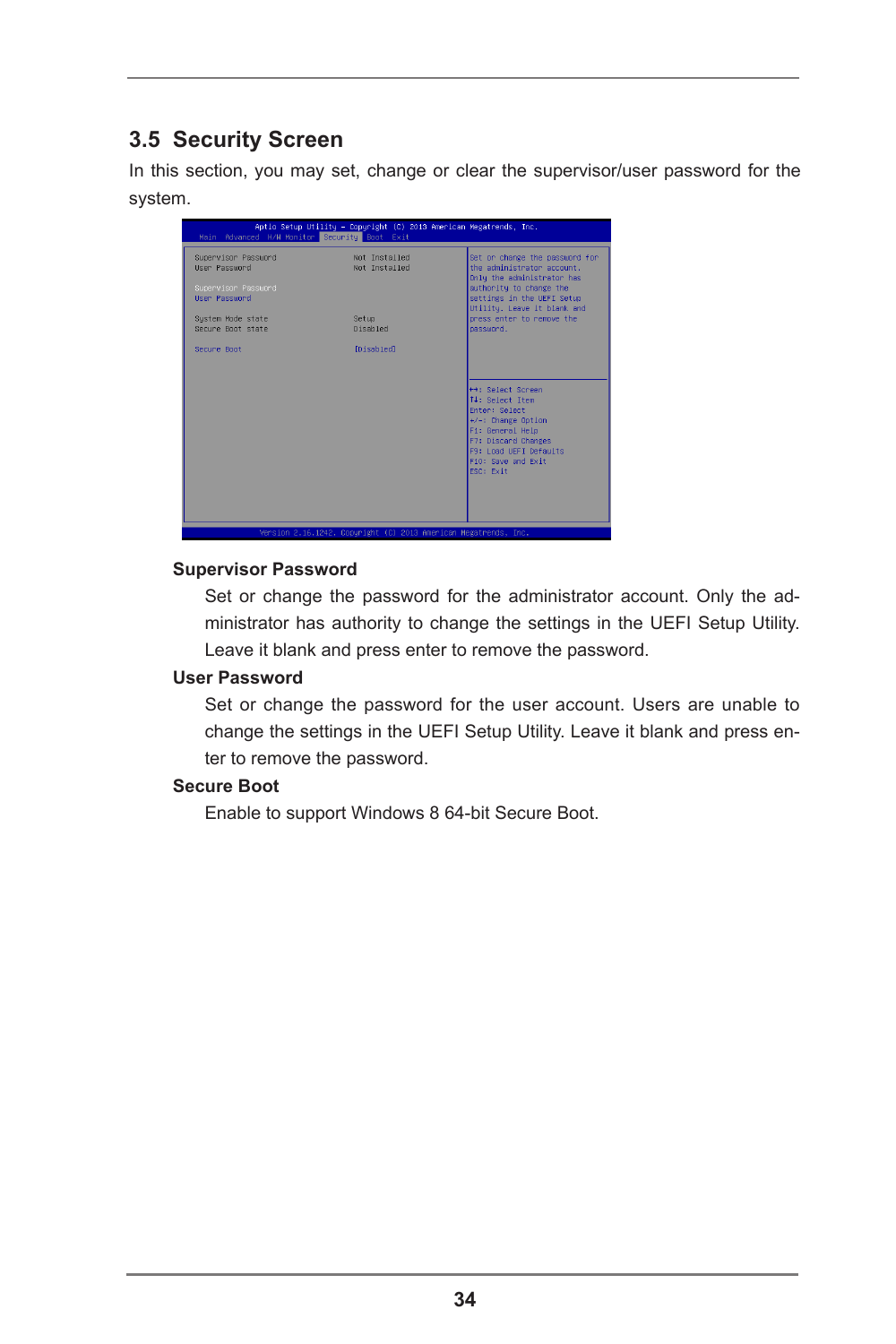## 3.5 Security Screen

In this section, you may set, change or clear the supervisor/user password for the system.

**Supervisor Password**

Set or change the password for the administrator account. Only the administrator has authority to change the settings in the UEFI Setup Utility. Leave it blank and press enter to remove the password.

**User Password**

Set or change the password for the user account. Users are unable to change the settings in the UEFI Setup Utility. Leave it blank and press enter to remove the password.

**Secure Boot**

Enable to support Windows 8 64-bit Secure Boot.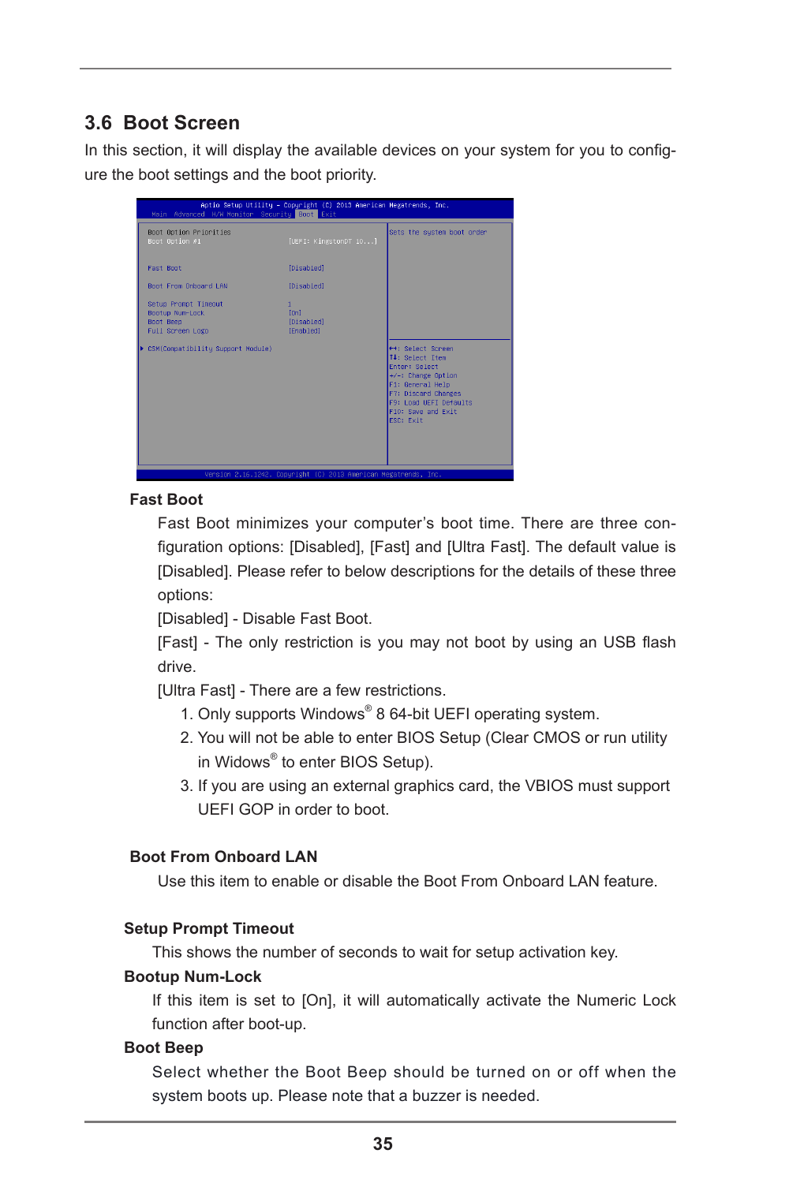## 3.6 Boot Screen

In this section, it will display the available devices on your system for you to configure the boot settings and the boot priority.

**Fast Boot**

Fast Boot minimizes your computer's boot time. There are three configuration options: [Disabled], [Fast] and [Ultra Fast]. The default value is [Disabled]. Please refer to below descriptions for the details of these three options:

[Disabled] - Disable Fast Boot.

[Fast] - The only restriction is you may not boot by using an USB flash drive.

[Ultra Fast] - There are a few restrictions.

1. Only supports Windows® 8 64-bit UEFI operating system.
2. You will not be able to enter BIOS Setup (Clear CMOS or run utility in Widows® to enter BIOS Setup).
3. If you are using an external graphics card, the VBIOS must support UEFI GOP in order to boot.

**Boot From Onboard LAN**

Use this item to enable or disable the Boot From Onboard LAN feature.

**Setup Prompt Timeout**

This shows the number of seconds to wait for setup activation key.

**Bootup Num-Lock**

If this item is set to [On], it will automatically activate the Numeric Lock function after boot-up.

**Boot Beep**

Select whether the Boot Beep should be turned on or off when the system boots up. Please note that a buzzer is needed.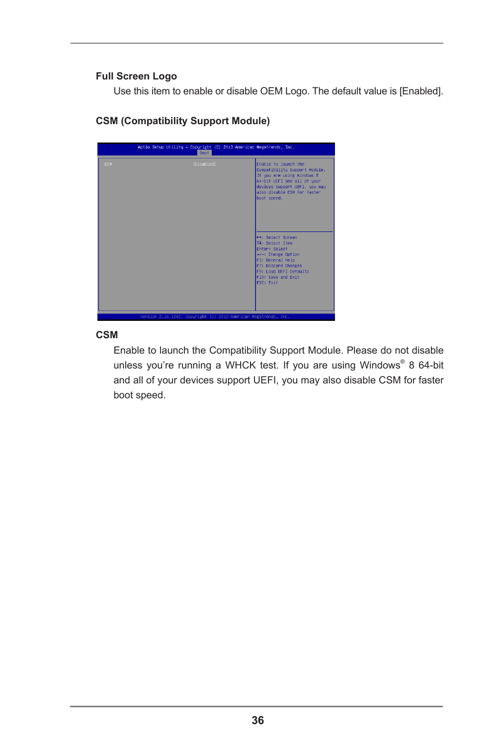### Full Screen Logo

Use this item to enable or disable OEM Logo. The default value is [Enabled].

### CSM (Compatibility Support Module)

```
Aptio Setup Utility - Copyright (C) 2013 American Megatrends, Inc.
Boot

CSM                              [Disabled]      Enable to launch the
                                                 Compatibility Support Module.
                                                 If you are using Windows 8
                                                 64-bit UEFI and all of your
                                                 devices support UEFI, you may
                                                 also disable CSM for faster
                                                 boot speed.

                                                 ←→: Select Screen
                                                 ↑↓: Select Item
                                                 Enter: Select
                                                 +/-: Change Option
                                                 F1: General Help
                                                 F7: Discard Changes
                                                 F9: Load UEFI Defaults
                                                 F10: Save and Exit
                                                 ESC: Exit

Version 2.16.1242. Copyright (C) 2013 American Megatrends, Inc.
```

### CSM

Enable to launch the Compatibility Support Module. Please do not disable unless you're running a WHCK test. If you are using Windows® 8 64-bit and all of your devices support UEFI, you may also disable CSM for faster boot speed.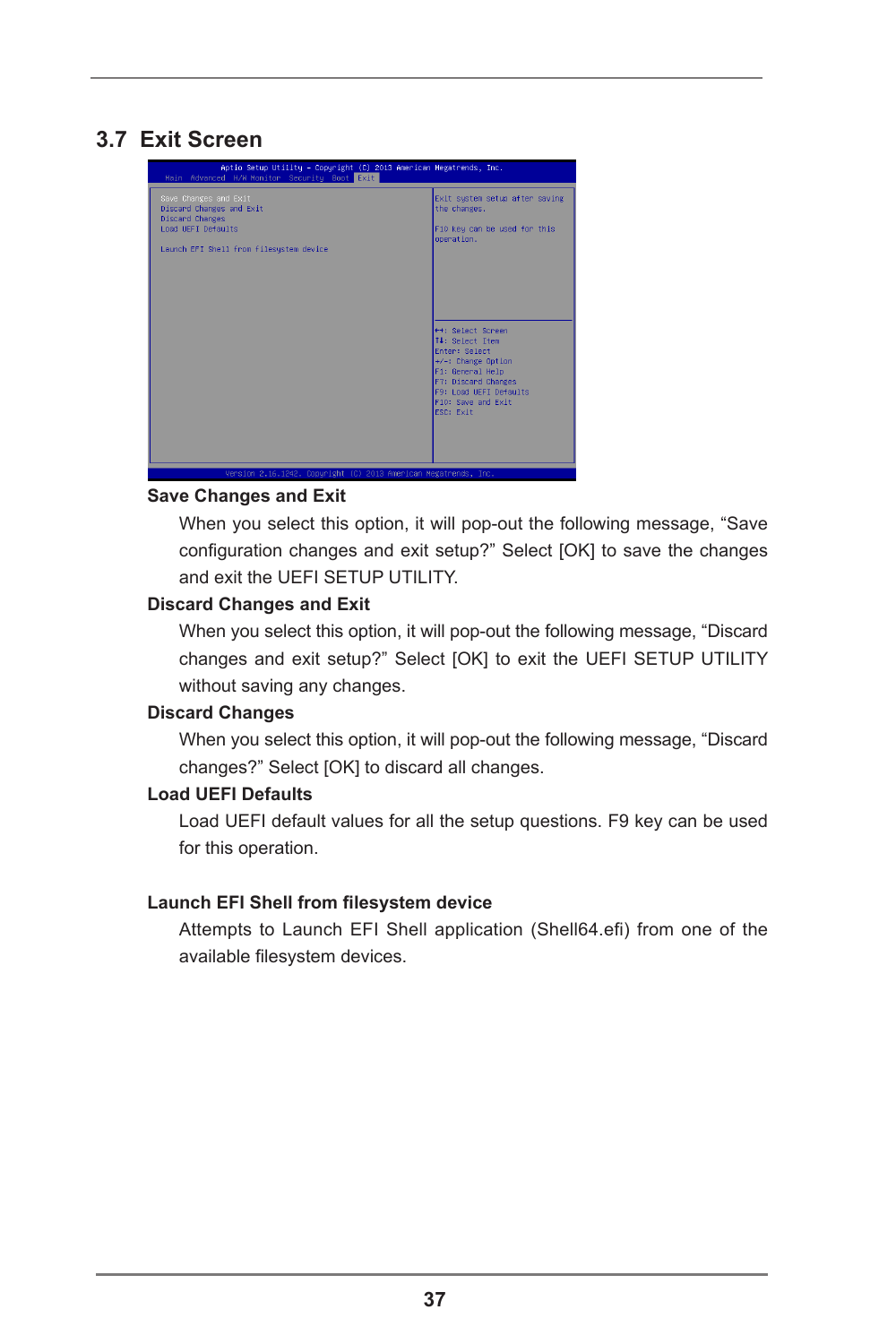## 3.7 Exit Screen

**Save Changes and Exit**

When you select this option, it will pop-out the following message, “Save configuration changes and exit setup?” Select [OK] to save the changes and exit the UEFI SETUP UTILITY.

**Discard Changes and Exit**

When you select this option, it will pop-out the following message, “Discard changes and exit setup?” Select [OK] to exit the UEFI SETUP UTILITY without saving any changes.

**Discard Changes**

When you select this option, it will pop-out the following message, “Discard changes?” Select [OK] to discard all changes.

**Load UEFI Defaults**

Load UEFI default values for all the setup questions. F9 key can be used for this operation.

**Launch EFI Shell from filesystem device**

Attempts to Launch EFI Shell application (Shell64.efi) from one of the available filesystem devices.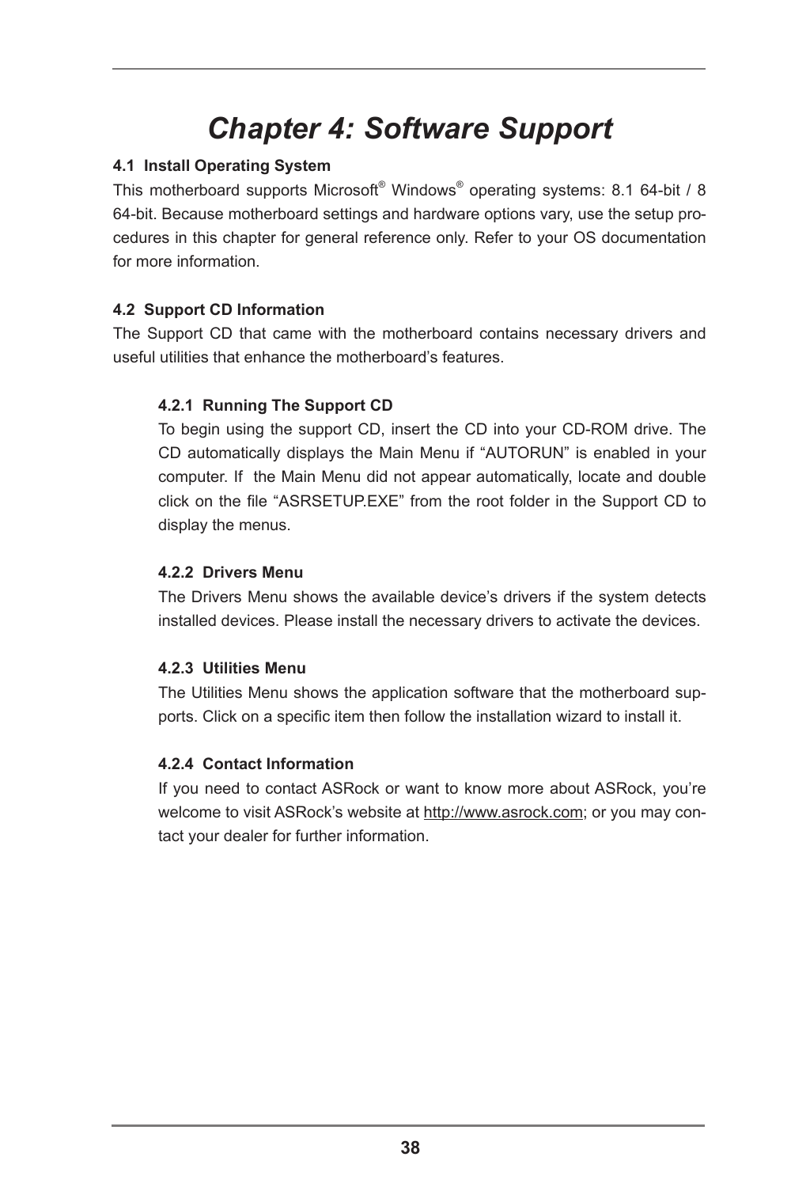# Chapter 4: Software Support

## 4.1 Install Operating System

This motherboard supports Microsoft® Windows® operating systems: 8.1 64-bit / 8 64-bit. Because motherboard settings and hardware options vary, use the setup procedures in this chapter for general reference only. Refer to your OS documentation for more information.

## 4.2 Support CD Information

The Support CD that came with the motherboard contains necessary drivers and useful utilities that enhance the motherboard's features.

### 4.2.1 Running The Support CD

To begin using the support CD, insert the CD into your CD-ROM drive. The CD automatically displays the Main Menu if "AUTORUN" is enabled in your computer. If the Main Menu did not appear automatically, locate and double click on the file "ASRSETUP.EXE" from the root folder in the Support CD to display the menus.

### 4.2.2 Drivers Menu

The Drivers Menu shows the available device's drivers if the system detects installed devices. Please install the necessary drivers to activate the devices.

### 4.2.3 Utilities Menu

The Utilities Menu shows the application software that the motherboard supports. Click on a specific item then follow the installation wizard to install it.

### 4.2.4 Contact Information

If you need to contact ASRock or want to know more about ASRock, you're welcome to visit ASRock's website at http://www.asrock.com; or you may contact your dealer for further information.